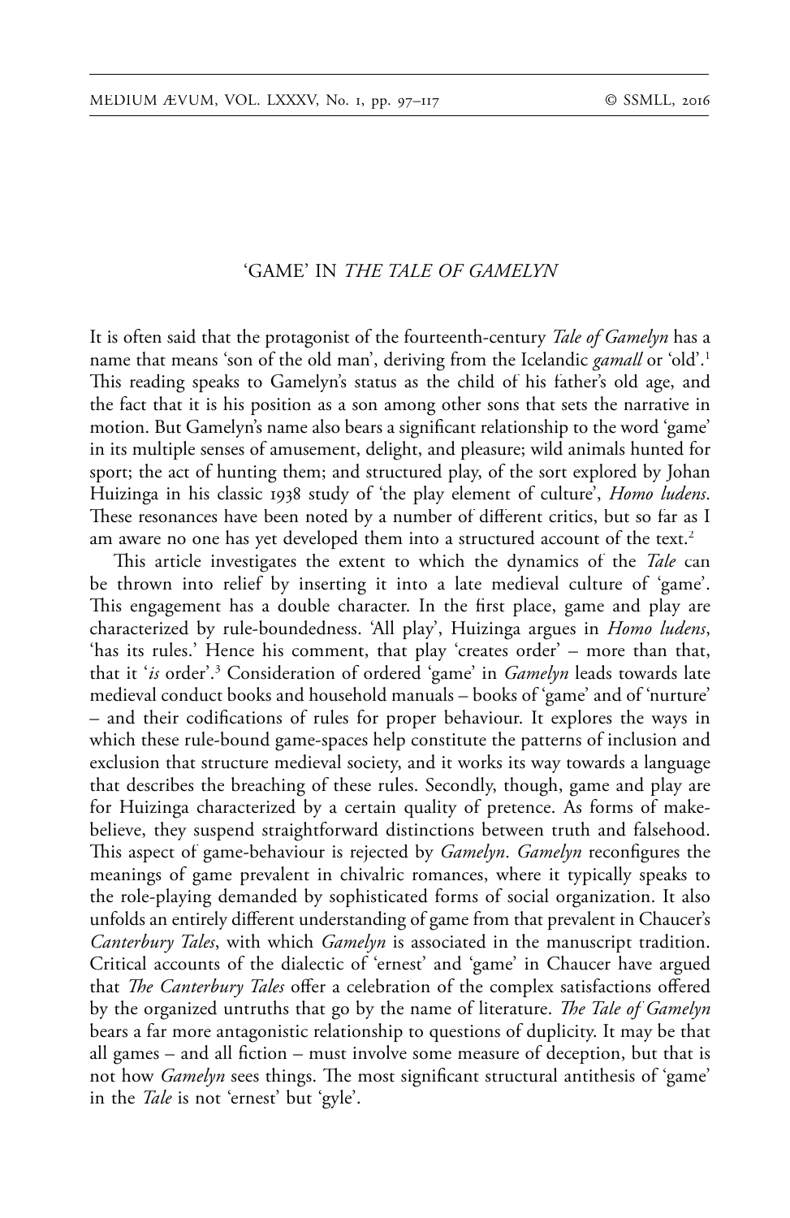# 'GAME' IN *THE TALE OF GAMELYN*

It is often said that the protagonist of the fourteenth-century *Tale of Gamelyn* has a name that means 'son of the old man', deriving from the Icelandic *gamall* or 'old'.[1] This reading speaks to Gamelyn's status as the child of his father's old age, and the fact that it is his position as a son among other sons that sets the narrative in motion. But Gamelyn's name also bears a significant relationship to the word 'game' in its multiple senses of amusement, delight, and pleasure; wild animals hunted for sport; the act of hunting them; and structured play, of the sort explored by Johan Huizinga in his classic 1938 study of 'the play element of culture', *Homo ludens*. These resonances have been noted by a number of different critics, but so far as I am aware no one has yet developed them into a structured account of the text.[2]

This article investigates the extent to which the dynamics of the *Tale* can be thrown into relief by inserting it into a late medieval culture of 'game'. This engagement has a double character. In the first place, game and play are characterized by rule-boundedness. 'All play', Huizinga argues in *Homo ludens*, 'has its rules.' Hence his comment, that play 'creates order' – more than that, that it '*is* order'.[3] Consideration of ordered 'game' in *Gamelyn* leads towards late medieval conduct books and household manuals – books of 'game' and of 'nurture' – and their codifications of rules for proper behaviour. It explores the ways in which these rule-bound game-spaces help constitute the patterns of inclusion and exclusion that structure medieval society, and it works its way towards a language that describes the breaching of these rules. Secondly, though, game and play are for Huizinga characterized by a certain quality of pretence. As forms of make-believe, they suspend straightforward distinctions between truth and falsehood. This aspect of game-behaviour is rejected by *Gamelyn*. *Gamelyn* reconfigures the meanings of game prevalent in chivalric romances, where it typically speaks to the role-playing demanded by sophisticated forms of social organization. It also unfolds an entirely different understanding of game from that prevalent in Chaucer's *Canterbury Tales*, with which *Gamelyn* is associated in the manuscript tradition. Critical accounts of the dialectic of 'ernest' and 'game' in Chaucer have argued that *The Canterbury Tales* offer a celebration of the complex satisfactions offered by the organized untruths that go by the name of literature. *The Tale of Gamelyn* bears a far more antagonistic relationship to questions of duplicity. It may be that all games – and all fiction – must involve some measure of deception, but that is not how *Gamelyn* sees things. The most significant structural antithesis of 'game' in the *Tale* is not 'ernest' but 'gyle'.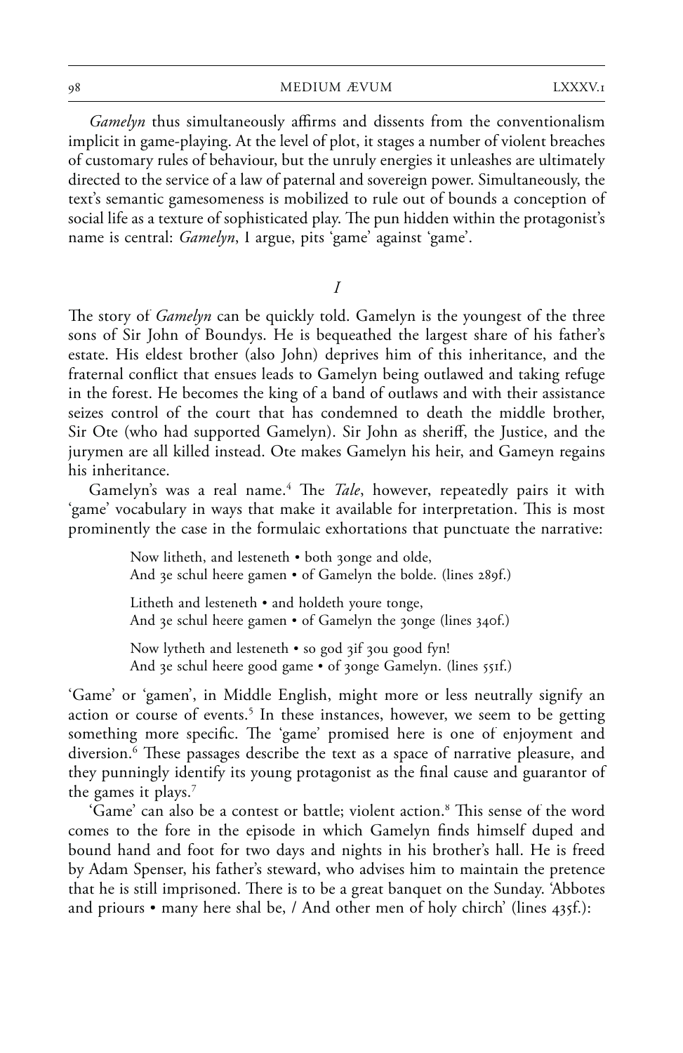*Gamelyn* thus simultaneously affirms and dissents from the conventionalism implicit in game-playing. At the level of plot, it stages a number of violent breaches of customary rules of behaviour, but the unruly energies it unleashes are ultimately directed to the service of a law of paternal and sovereign power. Simultaneously, the text's semantic gamesomeness is mobilized to rule out of bounds a conception of social life as a texture of sophisticated play. The pun hidden within the protagonist's name is central: *Gamelyn*, I argue, pits 'game' against 'game'.

## *I*

The story of *Gamelyn* can be quickly told. Gamelyn is the youngest of the three sons of Sir John of Boundys. He is bequeathed the largest share of his father's estate. His eldest brother (also John) deprives him of this inheritance, and the fraternal conflict that ensues leads to Gamelyn being outlawed and taking refuge in the forest. He becomes the king of a band of outlaws and with their assistance seizes control of the court that has condemned to death the middle brother, Sir Ote (who had supported Gamelyn). Sir John as sheriff, the Justice, and the jurymen are all killed instead. Ote makes Gamelyn his heir, and Gameyn regains his inheritance.

Gamelyn's was a real name.[4] The *Tale*, however, repeatedly pairs it with 'game' vocabulary in ways that make it available for interpretation. This is most prominently the case in the formulaic exhortations that punctuate the narrative:

> Now litheth, and lesteneth • both ȝonge and olde,
> And ȝe schul heere gamen • of Gamelyn the bolde. (lines 289f.)
>
> Litheth and lesteneth • and holdeth youre tonge,
> And ȝe schul heere gamen • of Gamelyn the ȝonge (lines 340f.)
>
> Now lytheth and lesteneth • so god ȝif ȝou good fyn!
> And ȝe schul heere good game • of ȝonge Gamelyn. (lines 551f.)

'Game' or 'gamen', in Middle English, might more or less neutrally signify an action or course of events.[5] In these instances, however, we seem to be getting something more specific. The 'game' promised here is one of enjoyment and diversion.[6] These passages describe the text as a space of narrative pleasure, and they punningly identify its young protagonist as the final cause and guarantor of the games it plays.[7]

'Game' can also be a contest or battle; violent action.[8] This sense of the word comes to the fore in the episode in which Gamelyn finds himself duped and bound hand and foot for two days and nights in his brother's hall. He is freed by Adam Spenser, his father's steward, who advises him to maintain the pretence that he is still imprisoned. There is to be a great banquet on the Sunday. 'Abbotes and priours • many here shal be, / And other men of holy chirch' (lines 435f.):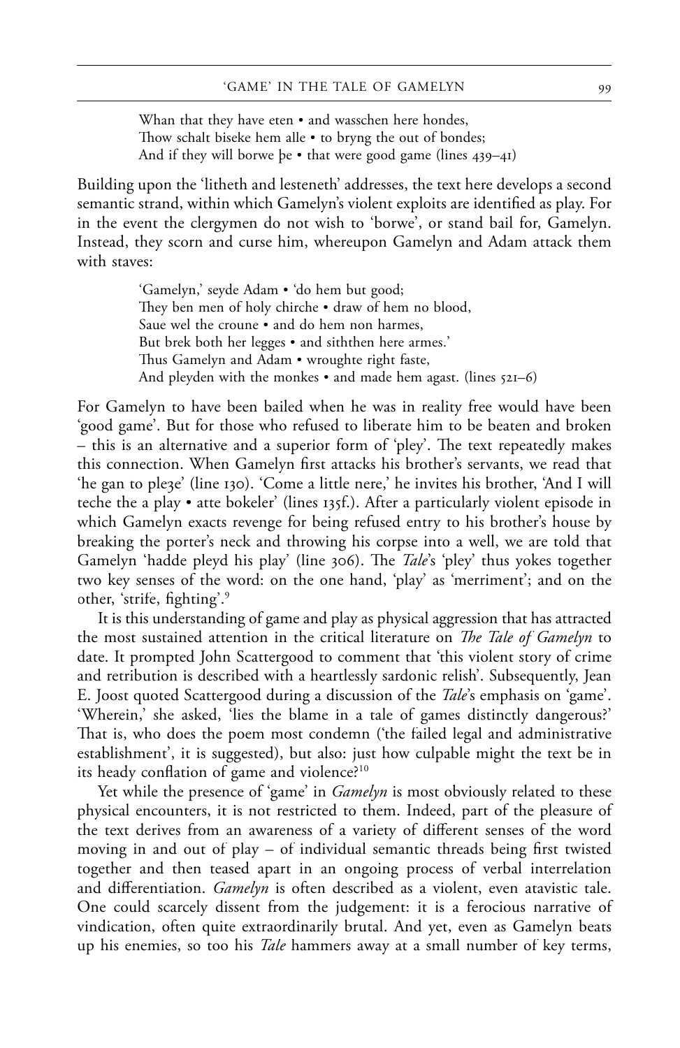> Whan that they have eten • and wasschen here hondes,
> Thow schalt biseke hem alle • to bryng the out of bondes;
> And if they will borwe þe • that were good game (lines 439–41)

Building upon the 'litheth and lesteneth' addresses, the text here develops a second semantic strand, within which Gamelyn's violent exploits are identified as play. For in the event the clergymen do not wish to 'borwe', or stand bail for, Gamelyn. Instead, they scorn and curse him, whereupon Gamelyn and Adam attack them with staves:

> 'Gamelyn,' seyde Adam • 'do hem but good;
> They ben men of holy chirche • draw of hem no blood,
> Saue wel the croune • and do hem non harmes,
> But brek both her legges • and siththen here armes.'
> Thus Gamelyn and Adam • wroughte right faste,
> And pleyden with the monkes • and made hem agast. (lines 521–6)

For Gamelyn to have been bailed when he was in reality free would have been 'good game'. But for those who refused to liberate him to be beaten and broken – this is an alternative and a superior form of 'pley'. The text repeatedly makes this connection. When Gamelyn first attacks his brother's servants, we read that 'he gan to pleȝe' (line 130). 'Come a little nere,' he invites his brother, 'And I will teche the a play • atte bokeler' (lines 135f.). After a particularly violent episode in which Gamelyn exacts revenge for being refused entry to his brother's house by breaking the porter's neck and throwing his corpse into a well, we are told that Gamelyn 'hadde pleyd his play' (line 306). The *Tale*'s 'pley' thus yokes together two key senses of the word: on the one hand, 'play' as 'merriment'; and on the other, 'strife, fighting'.[9]

It is this understanding of game and play as physical aggression that has attracted the most sustained attention in the critical literature on *The Tale of Gamelyn* to date. It prompted John Scattergood to comment that 'this violent story of crime and retribution is described with a heartlessly sardonic relish'. Subsequently, Jean E. Joost quoted Scattergood during a discussion of the *Tale*'s emphasis on 'game'. 'Wherein,' she asked, 'lies the blame in a tale of games distinctly dangerous?' That is, who does the poem most condemn ('the failed legal and administrative establishment', it is suggested), but also: just how culpable might the text be in its heady conflation of game and violence?[10]

Yet while the presence of 'game' in *Gamelyn* is most obviously related to these physical encounters, it is not restricted to them. Indeed, part of the pleasure of the text derives from an awareness of a variety of different senses of the word moving in and out of play – of individual semantic threads being first twisted together and then teased apart in an ongoing process of verbal interrelation and differentiation. *Gamelyn* is often described as a violent, even atavistic tale. One could scarcely dissent from the judgement: it is a ferocious narrative of vindication, often quite extraordinarily brutal. And yet, even as Gamelyn beats up his enemies, so too his *Tale* hammers away at a small number of key terms,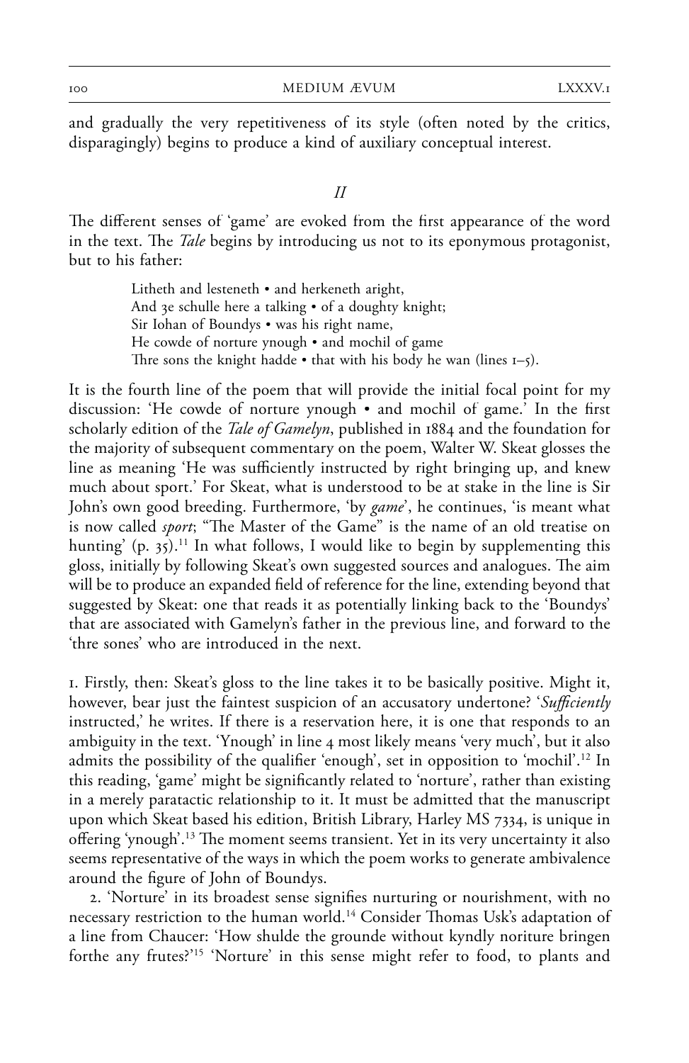and gradually the very repetitiveness of its style (often noted by the critics, disparagingly) begins to produce a kind of auxiliary conceptual interest.

## *II*

The different senses of 'game' are evoked from the first appearance of the word in the text. The *Tale* begins by introducing us not to its eponymous protagonist, but to his father:

> Litheth and lesteneth • and herkeneth aright,
> And ȝe schulle here a talking • of a doughty knight;
> Sir Iohan of Boundys • was his right name,
> He cowde of norture ynough • and mochil of game
> Thre sons the knight hadde • that with his body he wan (lines 1–5).

It is the fourth line of the poem that will provide the initial focal point for my discussion: 'He cowde of norture ynough • and mochil of game.' In the first scholarly edition of the *Tale of Gamelyn*, published in 1884 and the foundation for the majority of subsequent commentary on the poem, Walter W. Skeat glosses the line as meaning 'He was sufficiently instructed by right bringing up, and knew much about sport.' For Skeat, what is understood to be at stake in the line is Sir John's own good breeding. Furthermore, 'by *game*', he continues, 'is meant what is now called *sport*; "The Master of the Game" is the name of an old treatise on hunting' (p. 35).[11] In what follows, I would like to begin by supplementing this gloss, initially by following Skeat's own suggested sources and analogues. The aim will be to produce an expanded field of reference for the line, extending beyond that suggested by Skeat: one that reads it as potentially linking back to the 'Boundys' that are associated with Gamelyn's father in the previous line, and forward to the 'thre sones' who are introduced in the next.

1. Firstly, then: Skeat's gloss to the line takes it to be basically positive. Might it, however, bear just the faintest suspicion of an accusatory undertone? '*Sufficiently* instructed,' he writes. If there is a reservation here, it is one that responds to an ambiguity in the text. 'Ynough' in line 4 most likely means 'very much', but it also admits the possibility of the qualifier 'enough', set in opposition to 'mochil'.[12] In this reading, 'game' might be significantly related to 'norture', rather than existing in a merely paratactic relationship to it. It must be admitted that the manuscript upon which Skeat based his edition, British Library, Harley MS 7334, is unique in offering 'ynough'.[13] The moment seems transient. Yet in its very uncertainty it also seems representative of the ways in which the poem works to generate ambivalence around the figure of John of Boundys.

2. 'Norture' in its broadest sense signifies nurturing or nourishment, with no necessary restriction to the human world.[14] Consider Thomas Usk's adaptation of a line from Chaucer: 'How shulde the grounde without kyndly noriture bringen forthe any frutes?'[15] 'Norture' in this sense might refer to food, to plants and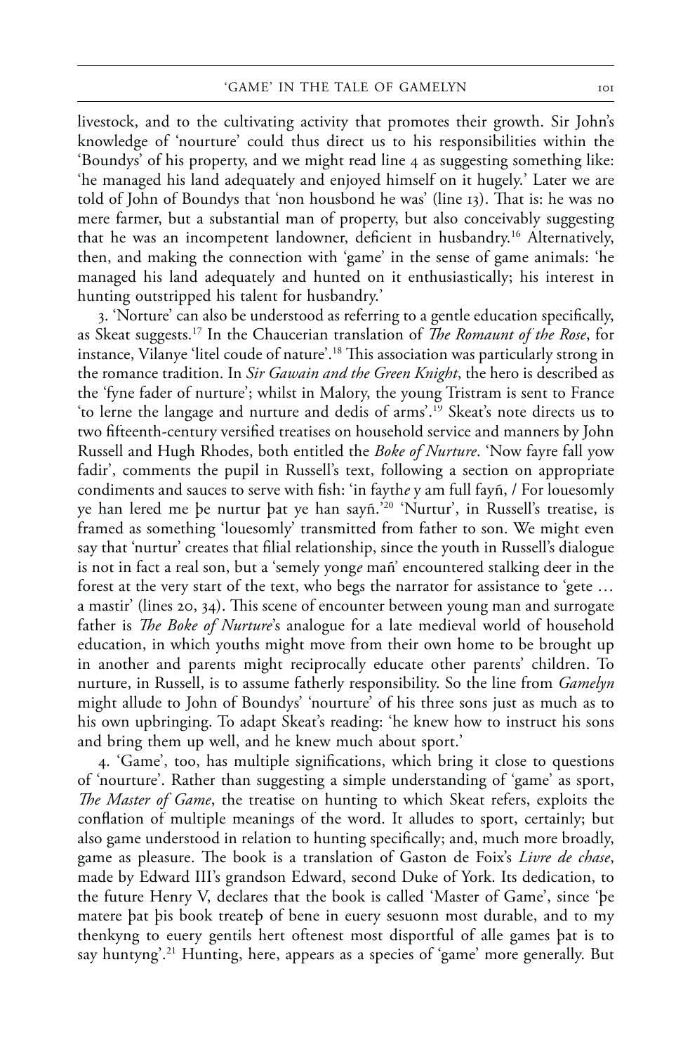livestock, and to the cultivating activity that promotes their growth. Sir John's knowledge of 'nourture' could thus direct us to his responsibilities within the 'Boundys' of his property, and we might read line 4 as suggesting something like: 'he managed his land adequately and enjoyed himself on it hugely.' Later we are told of John of Boundys that 'non housbond he was' (line 13). That is: he was no mere farmer, but a substantial man of property, but also conceivably suggesting that he was an incompetent landowner, deficient in husbandry.[16] Alternatively, then, and making the connection with 'game' in the sense of game animals: 'he managed his land adequately and hunted on it enthusiastically; his interest in hunting outstripped his talent for husbandry.'

3. 'Norture' can also be understood as referring to a gentle education specifically, as Skeat suggests.[17] In the Chaucerian translation of *The Romaunt of the Rose*, for instance, Vilanye 'litel coude of nature'.[18] This association was particularly strong in the romance tradition. In *Sir Gawain and the Green Knight*, the hero is described as the 'fyne fader of nurture'; whilst in Malory, the young Tristram is sent to France 'to lerne the langage and nurture and dedis of arms'.[19] Skeat's note directs us to two fifteenth-century versified treatises on household service and manners by John Russell and Hugh Rhodes, both entitled the *Boke of Nurture*. 'Now fayre fall yow fadir', comments the pupil in Russell's text, following a section on appropriate condiments and sauces to serve with fish: 'in fayth*e* y am full fayń, / For louesomly ye han lered me þe nurtur þat ye han sayń.'[20] 'Nurtur', in Russell's treatise, is framed as something 'louesomly' transmitted from father to son. We might even say that 'nurtur' creates that filial relationship, since the youth in Russell's dialogue is not in fact a real son, but a 'semely yong*e* mań' encountered stalking deer in the forest at the very start of the text, who begs the narrator for assistance to 'gete … a mastir' (lines 20, 34). This scene of encounter between young man and surrogate father is *The Boke of Nurture*'s analogue for a late medieval world of household education, in which youths might move from their own home to be brought up in another and parents might reciprocally educate other parents' children. To nurture, in Russell, is to assume fatherly responsibility. So the line from *Gamelyn* might allude to John of Boundys' 'nourture' of his three sons just as much as to his own upbringing. To adapt Skeat's reading: 'he knew how to instruct his sons and bring them up well, and he knew much about sport.'

4. 'Game', too, has multiple significations, which bring it close to questions of 'nourture'. Rather than suggesting a simple understanding of 'game' as sport, *The Master of Game*, the treatise on hunting to which Skeat refers, exploits the conflation of multiple meanings of the word. It alludes to sport, certainly; but also game understood in relation to hunting specifically; and, much more broadly, game as pleasure. The book is a translation of Gaston de Foix's *Livre de chase*, made by Edward III's grandson Edward, second Duke of York. Its dedication, to the future Henry V, declares that the book is called 'Master of Game', since 'þe matere þat þis book treateþ of bene in euery sesuonn most durable, and to my thenkyng to euery gentils hert oftenest most disportful of alle games þat is to say huntyng'.[21] Hunting, here, appears as a species of 'game' more generally. But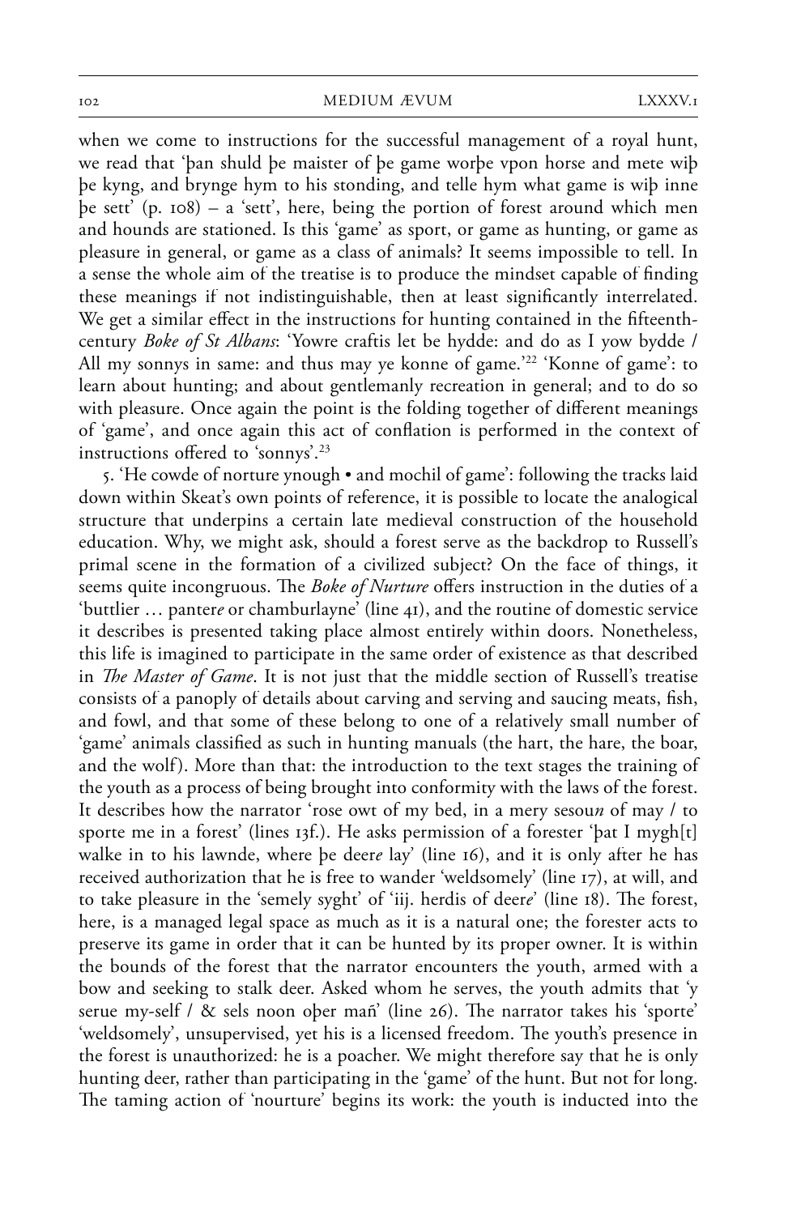when we come to instructions for the successful management of a royal hunt, we read that 'þan shuld þe maister of þe game worþe vpon horse and mete wiþ þe kyng, and brynge hym to his stonding, and telle hym what game is wiþ inne þe sett' (p. 108) – a 'sett', here, being the portion of forest around which men and hounds are stationed. Is this 'game' as sport, or game as hunting, or game as pleasure in general, or game as a class of animals? It seems impossible to tell. In a sense the whole aim of the treatise is to produce the mindset capable of finding these meanings if not indistinguishable, then at least significantly interrelated. We get a similar effect in the instructions for hunting contained in the fifteenth-century *Boke of St Albans*: 'Yowre craftis let be hydde: and do as I yow bydde / All my sonnys in same: and thus may ye konne of game.'[22] 'Konne of game': to learn about hunting; and about gentlemanly recreation in general; and to do so with pleasure. Once again the point is the folding together of different meanings of 'game', and once again this act of conflation is performed in the context of instructions offered to 'sonnys'.[23]

5. 'He cowde of norture ynough • and mochil of game': following the tracks laid down within Skeat's own points of reference, it is possible to locate the analogical structure that underpins a certain late medieval construction of the household education. Why, we might ask, should a forest serve as the backdrop to Russell's primal scene in the formation of a civilized subject? On the face of things, it seems quite incongruous. The *Boke of Nurture* offers instruction in the duties of a 'buttlier … pantere or chamburlayne' (line 41), and the routine of domestic service it describes is presented taking place almost entirely within doors. Nonetheless, this life is imagined to participate in the same order of existence as that described in *The Master of Game*. It is not just that the middle section of Russell's treatise consists of a panoply of details about carving and serving and saucing meats, fish, and fowl, and that some of these belong to one of a relatively small number of 'game' animals classified as such in hunting manuals (the hart, the hare, the boar, and the wolf). More than that: the introduction to the text stages the training of the youth as a process of being brought into conformity with the laws of the forest. It describes how the narrator 'rose owt of my bed, in a mery sesou*n* of may / to sporte me in a forest' (lines 13f.). He asks permission of a forester 'þat I mygh[t] walke in to his lawnde, where þe deer*e* lay' (line 16), and it is only after he has received authorization that he is free to wander 'weldsomely' (line 17), at will, and to take pleasure in the 'semely syght' of 'iij. herdis of deer*e*' (line 18). The forest, here, is a managed legal space as much as it is a natural one; the forester acts to preserve its game in order that it can be hunted by its proper owner. It is within the bounds of the forest that the narrator encounters the youth, armed with a bow and seeking to stalk deer. Asked whom he serves, the youth admits that 'y serue my-self / & sels noon oþer mañ' (line 26). The narrator takes his 'sporte' 'weldsomely', unsupervised, yet his is a licensed freedom. The youth's presence in the forest is unauthorized: he is a poacher. We might therefore say that he is only hunting deer, rather than participating in the 'game' of the hunt. But not for long. The taming action of 'nourture' begins its work: the youth is inducted into the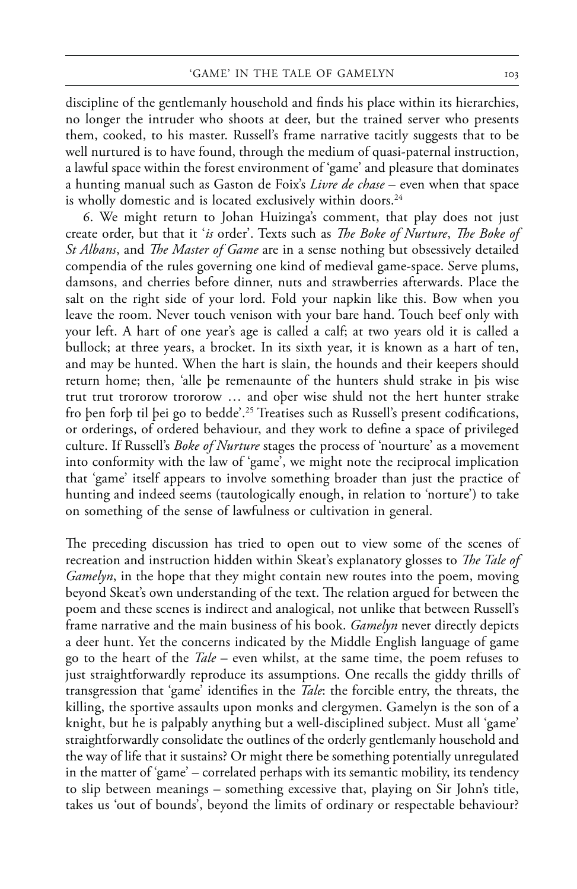discipline of the gentlemanly household and finds his place within its hierarchies, no longer the intruder who shoots at deer, but the trained server who presents them, cooked, to his master. Russell's frame narrative tacitly suggests that to be well nurtured is to have found, through the medium of quasi-paternal instruction, a lawful space within the forest environment of 'game' and pleasure that dominates a hunting manual such as Gaston de Foix's *Livre de chase* – even when that space is wholly domestic and is located exclusively within doors.[24]

6. We might return to Johan Huizinga's comment, that play does not just create order, but that it '*is* order'. Texts such as *The Boke of Nurture*, *The Boke of St Albans*, and *The Master of Game* are in a sense nothing but obsessively detailed compendia of the rules governing one kind of medieval game-space. Serve plums, damsons, and cherries before dinner, nuts and strawberries afterwards. Place the salt on the right side of your lord. Fold your napkin like this. Bow when you leave the room. Never touch venison with your bare hand. Touch beef only with your left. A hart of one year's age is called a calf; at two years old it is called a bullock; at three years, a brocket. In its sixth year, it is known as a hart of ten, and may be hunted. When the hart is slain, the hounds and their keepers should return home; then, 'alle þe remenaunte of the hunters shuld strake in þis wise trut trut trororow trororow … and oþer wise shuld not the hert hunter strake fro þen forþ til þei go to bedde'.[25] Treatises such as Russell's present codifications, or orderings, of ordered behaviour, and they work to define a space of privileged culture. If Russell's *Boke of Nurture* stages the process of 'nourture' as a movement into conformity with the law of 'game', we might note the reciprocal implication that 'game' itself appears to involve something broader than just the practice of hunting and indeed seems (tautologically enough, in relation to 'norture') to take on something of the sense of lawfulness or cultivation in general.

The preceding discussion has tried to open out to view some of the scenes of recreation and instruction hidden within Skeat's explanatory glosses to *The Tale of Gamelyn*, in the hope that they might contain new routes into the poem, moving beyond Skeat's own understanding of the text. The relation argued for between the poem and these scenes is indirect and analogical, not unlike that between Russell's frame narrative and the main business of his book. *Gamelyn* never directly depicts a deer hunt. Yet the concerns indicated by the Middle English language of game go to the heart of the *Tale* – even whilst, at the same time, the poem refuses to just straightforwardly reproduce its assumptions. One recalls the giddy thrills of transgression that 'game' identifies in the *Tale*: the forcible entry, the threats, the killing, the sportive assaults upon monks and clergymen. Gamelyn is the son of a knight, but he is palpably anything but a well-disciplined subject. Must all 'game' straightforwardly consolidate the outlines of the orderly gentlemanly household and the way of life that it sustains? Or might there be something potentially unregulated in the matter of 'game' – correlated perhaps with its semantic mobility, its tendency to slip between meanings – something excessive that, playing on Sir John's title, takes us 'out of bounds', beyond the limits of ordinary or respectable behaviour?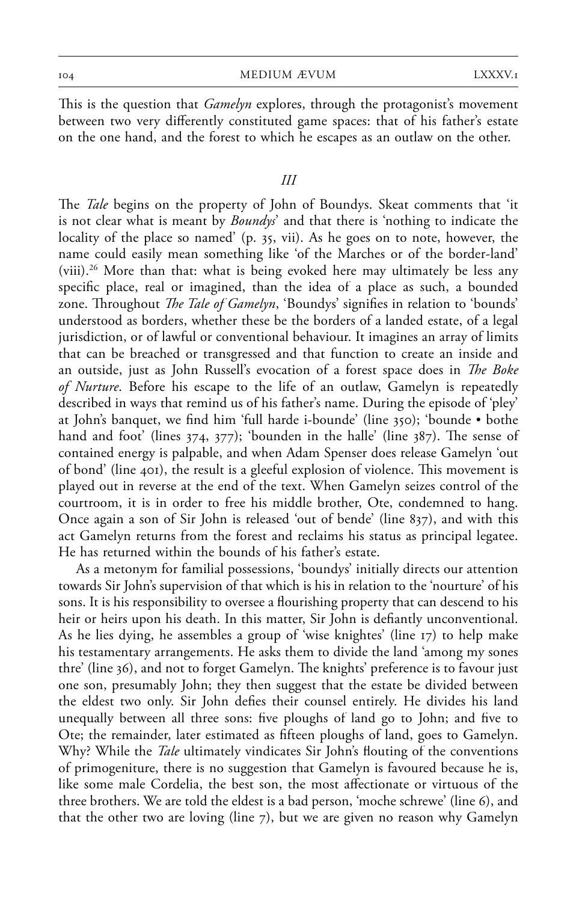This is the question that *Gamelyn* explores, through the protagonist's movement between two very differently constituted game spaces: that of his father's estate on the one hand, and the forest to which he escapes as an outlaw on the other.

### *III*

The *Tale* begins on the property of John of Boundys. Skeat comments that 'it is not clear what is meant by *Boundys*' and that there is 'nothing to indicate the locality of the place so named' (p. 35, vii). As he goes on to note, however, the name could easily mean something like 'of the Marches or of the border-land' (viii).[26] More than that: what is being evoked here may ultimately be less any specific place, real or imagined, than the idea of a place as such, a bounded zone. Throughout *The Tale of Gamelyn*, 'Boundys' signifies in relation to 'bounds' understood as borders, whether these be the borders of a landed estate, of a legal jurisdiction, or of lawful or conventional behaviour. It imagines an array of limits that can be breached or transgressed and that function to create an inside and an outside, just as John Russell's evocation of a forest space does in *The Boke of Nurture*. Before his escape to the life of an outlaw, Gamelyn is repeatedly described in ways that remind us of his father's name. During the episode of 'pley' at John's banquet, we find him 'full harde i-bounde' (line 350); 'bounde • bothe hand and foot' (lines 374, 377); 'bounden in the halle' (line 387). The sense of contained energy is palpable, and when Adam Spenser does release Gamelyn 'out of bond' (line 401), the result is a gleeful explosion of violence. This movement is played out in reverse at the end of the text. When Gamelyn seizes control of the courtroom, it is in order to free his middle brother, Ote, condemned to hang. Once again a son of Sir John is released 'out of bende' (line 837), and with this act Gamelyn returns from the forest and reclaims his status as principal legatee. He has returned within the bounds of his father's estate.

As a metonym for familial possessions, 'boundys' initially directs our attention towards Sir John's supervision of that which is his in relation to the 'nourture' of his sons. It is his responsibility to oversee a flourishing property that can descend to his heir or heirs upon his death. In this matter, Sir John is defiantly unconventional. As he lies dying, he assembles a group of 'wise knightes' (line 17) to help make his testamentary arrangements. He asks them to divide the land 'among my sones thre' (line 36), and not to forget Gamelyn. The knights' preference is to favour just one son, presumably John; they then suggest that the estate be divided between the eldest two only. Sir John defies their counsel entirely. He divides his land unequally between all three sons: five ploughs of land go to John; and five to Ote; the remainder, later estimated as fifteen ploughs of land, goes to Gamelyn. Why? While the *Tale* ultimately vindicates Sir John's flouting of the conventions of primogeniture, there is no suggestion that Gamelyn is favoured because he is, like some male Cordelia, the best son, the most affectionate or virtuous of the three brothers. We are told the eldest is a bad person, 'moche schrewe' (line 6), and that the other two are loving (line 7), but we are given no reason why Gamelyn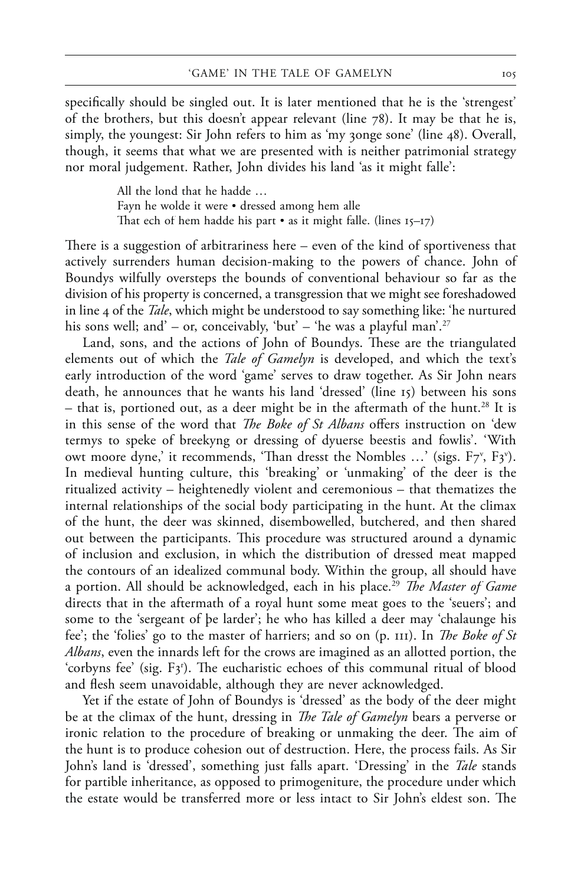specifically should be singled out. It is later mentioned that he is the 'strengest' of the brothers, but this doesn't appear relevant (line 78). It may be that he is, simply, the youngest: Sir John refers to him as 'my ȝonge sone' (line 48). Overall, though, it seems that what we are presented with is neither patrimonial strategy nor moral judgement. Rather, John divides his land 'as it might falle':

> All the lond that he hadde …
> Fayn he wolde it were • dressed among hem alle
> That ech of hem hadde his part • as it might falle. (lines 15–17)

There is a suggestion of arbitrariness here – even of the kind of sportiveness that actively surrenders human decision-making to the powers of chance. John of Boundys wilfully oversteps the bounds of conventional behaviour so far as the division of his property is concerned, a transgression that we might see foreshadowed in line 4 of the *Tale*, which might be understood to say something like: 'he nurtured his sons well; and' – or, conceivably, 'but' – 'he was a playful man'.[27]

Land, sons, and the actions of John of Boundys. These are the triangulated elements out of which the *Tale of Gamelyn* is developed, and which the text's early introduction of the word 'game' serves to draw together. As Sir John nears death, he announces that he wants his land 'dressed' (line 15) between his sons – that is, portioned out, as a deer might be in the aftermath of the hunt.[28] It is in this sense of the word that *The Boke of St Albans* offers instruction on 'dew termys to speke of breekyng or dressing of dyuerse beestis and fowlis'. 'With owt moore dyne,' it recommends, 'Than dresst the Nombles …' (sigs. F7v, F3v). In medieval hunting culture, this 'breaking' or 'unmaking' of the deer is the ritualized activity – heightenedly violent and ceremonious – that thematizes the internal relationships of the social body participating in the hunt. At the climax of the hunt, the deer was skinned, disembowelled, butchered, and then shared out between the participants. This procedure was structured around a dynamic of inclusion and exclusion, in which the distribution of dressed meat mapped the contours of an idealized communal body. Within the group, all should have a portion. All should be acknowledged, each in his place.[29] *The Master of Game* directs that in the aftermath of a royal hunt some meat goes to the 'seuers'; and some to the 'sergeant of þe larder'; he who has killed a deer may 'chalaunge his fee'; the 'folies' go to the master of harriers; and so on (p. 111). In *The Boke of St Albans*, even the innards left for the crows are imagined as an allotted portion, the 'corbyns fee' (sig. F3r). The eucharistic echoes of this communal ritual of blood and flesh seem unavoidable, although they are never acknowledged.

Yet if the estate of John of Boundys is 'dressed' as the body of the deer might be at the climax of the hunt, dressing in *The Tale of Gamelyn* bears a perverse or ironic relation to the procedure of breaking or unmaking the deer. The aim of the hunt is to produce cohesion out of destruction. Here, the process fails. As Sir John's land is 'dressed', something just falls apart. 'Dressing' in the *Tale* stands for partible inheritance, as opposed to primogeniture, the procedure under which the estate would be transferred more or less intact to Sir John's eldest son. The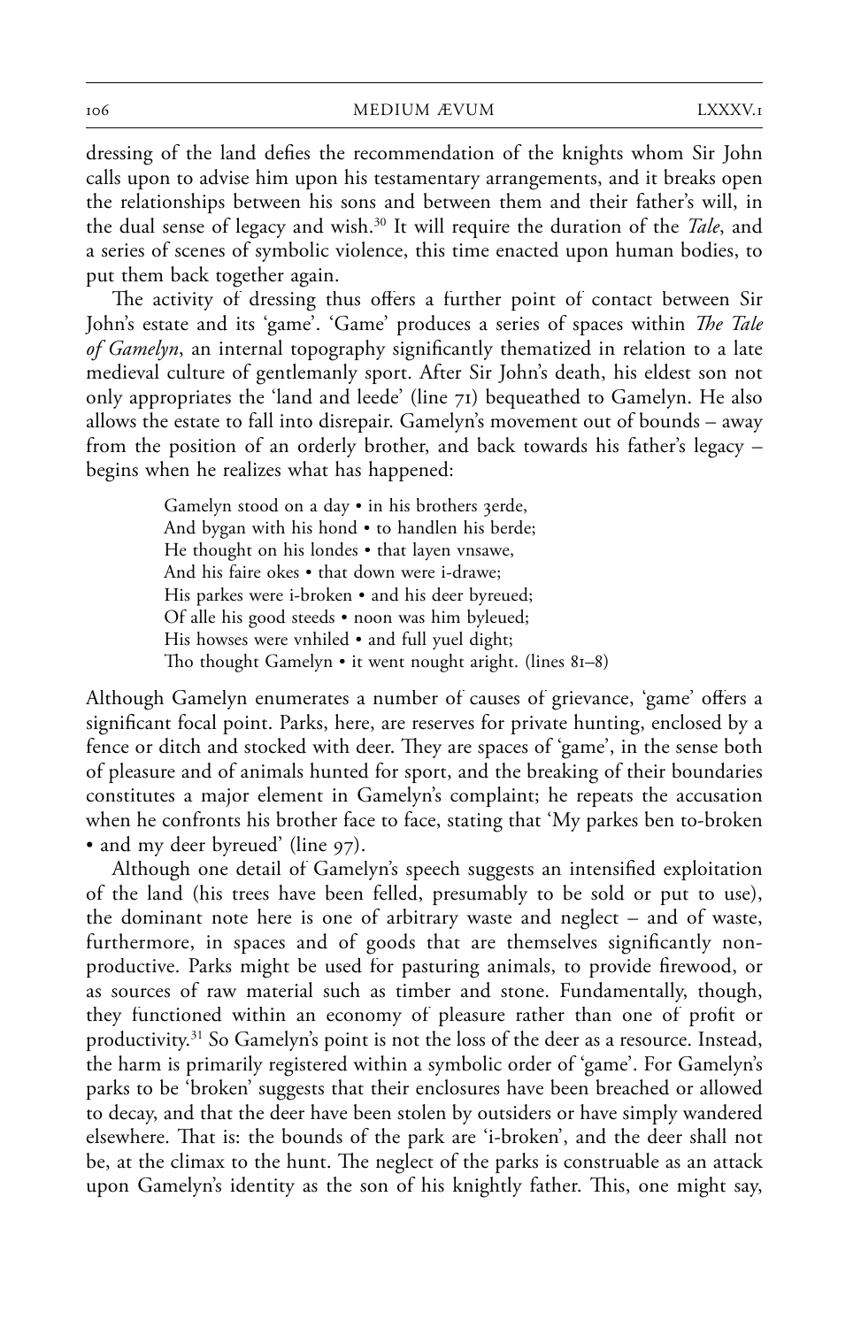dressing of the land defies the recommendation of the knights whom Sir John calls upon to advise him upon his testamentary arrangements, and it breaks open the relationships between his sons and between them and their father's will, in the dual sense of legacy and wish.[30] It will require the duration of the *Tale*, and a series of scenes of symbolic violence, this time enacted upon human bodies, to put them back together again.

The activity of dressing thus offers a further point of contact between Sir John's estate and its 'game'. 'Game' produces a series of spaces within *The Tale of Gamelyn*, an internal topography significantly thematized in relation to a late medieval culture of gentlemanly sport. After Sir John's death, his eldest son not only appropriates the 'land and leede' (line 71) bequeathed to Gamelyn. He also allows the estate to fall into disrepair. Gamelyn's movement out of bounds – away from the position of an orderly brother, and back towards his father's legacy – begins when he realizes what has happened:

> Gamelyn stood on a day • in his brothers ȝerde,
> And bygan with his hond • to handlen his berde;
> He thought on his londes • that layen vnsawe,
> And his faire okes • that down were i-drawe;
> His parkes were i-broken • and his deer byreued;
> Of alle his good steeds • noon was him byleued;
> His howses were vnhiled • and full yuel dight;
> Tho thought Gamelyn • it went nought aright. (lines 81–8)

Although Gamelyn enumerates a number of causes of grievance, 'game' offers a significant focal point. Parks, here, are reserves for private hunting, enclosed by a fence or ditch and stocked with deer. They are spaces of 'game', in the sense both of pleasure and of animals hunted for sport, and the breaking of their boundaries constitutes a major element in Gamelyn's complaint; he repeats the accusation when he confronts his brother face to face, stating that 'My parkes ben to-broken • and my deer byreued' (line 97).

Although one detail of Gamelyn's speech suggests an intensified exploitation of the land (his trees have been felled, presumably to be sold or put to use), the dominant note here is one of arbitrary waste and neglect – and of waste, furthermore, in spaces and of goods that are themselves significantly non-productive. Parks might be used for pasturing animals, to provide firewood, or as sources of raw material such as timber and stone. Fundamentally, though, they functioned within an economy of pleasure rather than one of profit or productivity.[31] So Gamelyn's point is not the loss of the deer as a resource. Instead, the harm is primarily registered within a symbolic order of 'game'. For Gamelyn's parks to be 'broken' suggests that their enclosures have been breached or allowed to decay, and that the deer have been stolen by outsiders or have simply wandered elsewhere. That is: the bounds of the park are 'i-broken', and the deer shall not be, at the climax to the hunt. The neglect of the parks is construable as an attack upon Gamelyn's identity as the son of his knightly father. This, one might say,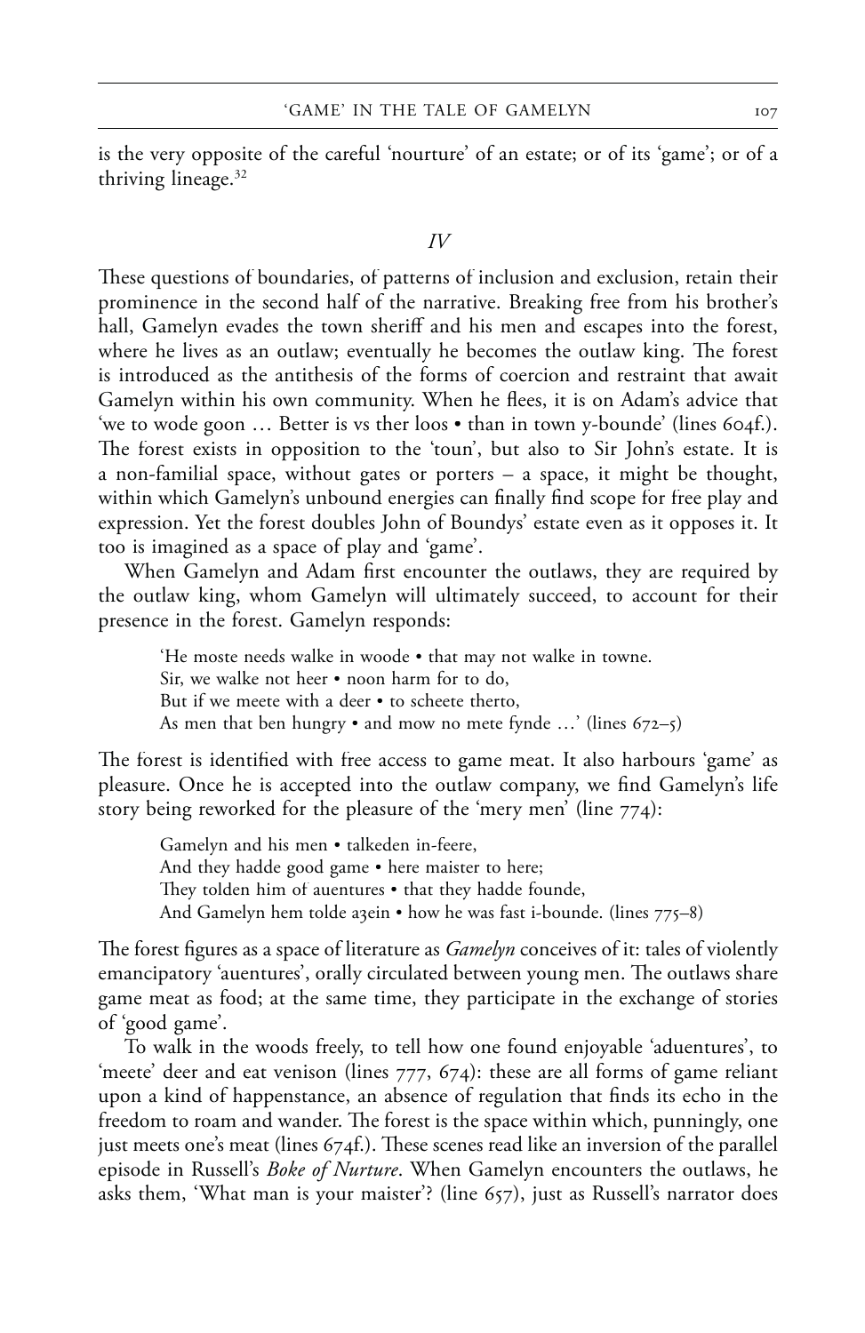is the very opposite of the careful 'nourture' of an estate; or of its 'game'; or of a thriving lineage.[32]

## *IV*

These questions of boundaries, of patterns of inclusion and exclusion, retain their prominence in the second half of the narrative. Breaking free from his brother's hall, Gamelyn evades the town sheriff and his men and escapes into the forest, where he lives as an outlaw; eventually he becomes the outlaw king. The forest is introduced as the antithesis of the forms of coercion and restraint that await Gamelyn within his own community. When he flees, it is on Adam's advice that 'we to wode goon … Better is vs ther loos • than in town y-bounde' (lines 604f.). The forest exists in opposition to the 'toun', but also to Sir John's estate. It is a non-familial space, without gates or porters – a space, it might be thought, within which Gamelyn's unbound energies can finally find scope for free play and expression. Yet the forest doubles John of Boundys' estate even as it opposes it. It too is imagined as a space of play and 'game'.

When Gamelyn and Adam first encounter the outlaws, they are required by the outlaw king, whom Gamelyn will ultimately succeed, to account for their presence in the forest. Gamelyn responds:

> 'He moste needs walke in woode • that may not walke in towne.
> Sir, we walke not heer • noon harm for to do,
> But if we meete with a deer • to scheete therto,
> As men that ben hungry • and mow no mete fynde …' (lines 672–5)

The forest is identified with free access to game meat. It also harbours 'game' as pleasure. Once he is accepted into the outlaw company, we find Gamelyn's life story being reworked for the pleasure of the 'mery men' (line 774):

> Gamelyn and his men • talkeden in-feere,
> And they hadde good game • here maister to here;
> They tolden him of auentures • that they hadde founde,
> And Gamelyn hem tolde aȝein • how he was fast i-bounde. (lines 775–8)

The forest figures as a space of literature as *Gamelyn* conceives of it: tales of violently emancipatory 'auentures', orally circulated between young men. The outlaws share game meat as food; at the same time, they participate in the exchange of stories of 'good game'.

To walk in the woods freely, to tell how one found enjoyable 'aduentures', to 'meete' deer and eat venison (lines 777, 674): these are all forms of game reliant upon a kind of happenstance, an absence of regulation that finds its echo in the freedom to roam and wander. The forest is the space within which, punningly, one just meets one's meat (lines 674f.). These scenes read like an inversion of the parallel episode in Russell's *Boke of Nurture*. When Gamelyn encounters the outlaws, he asks them, 'What man is your maister'? (line 657), just as Russell's narrator does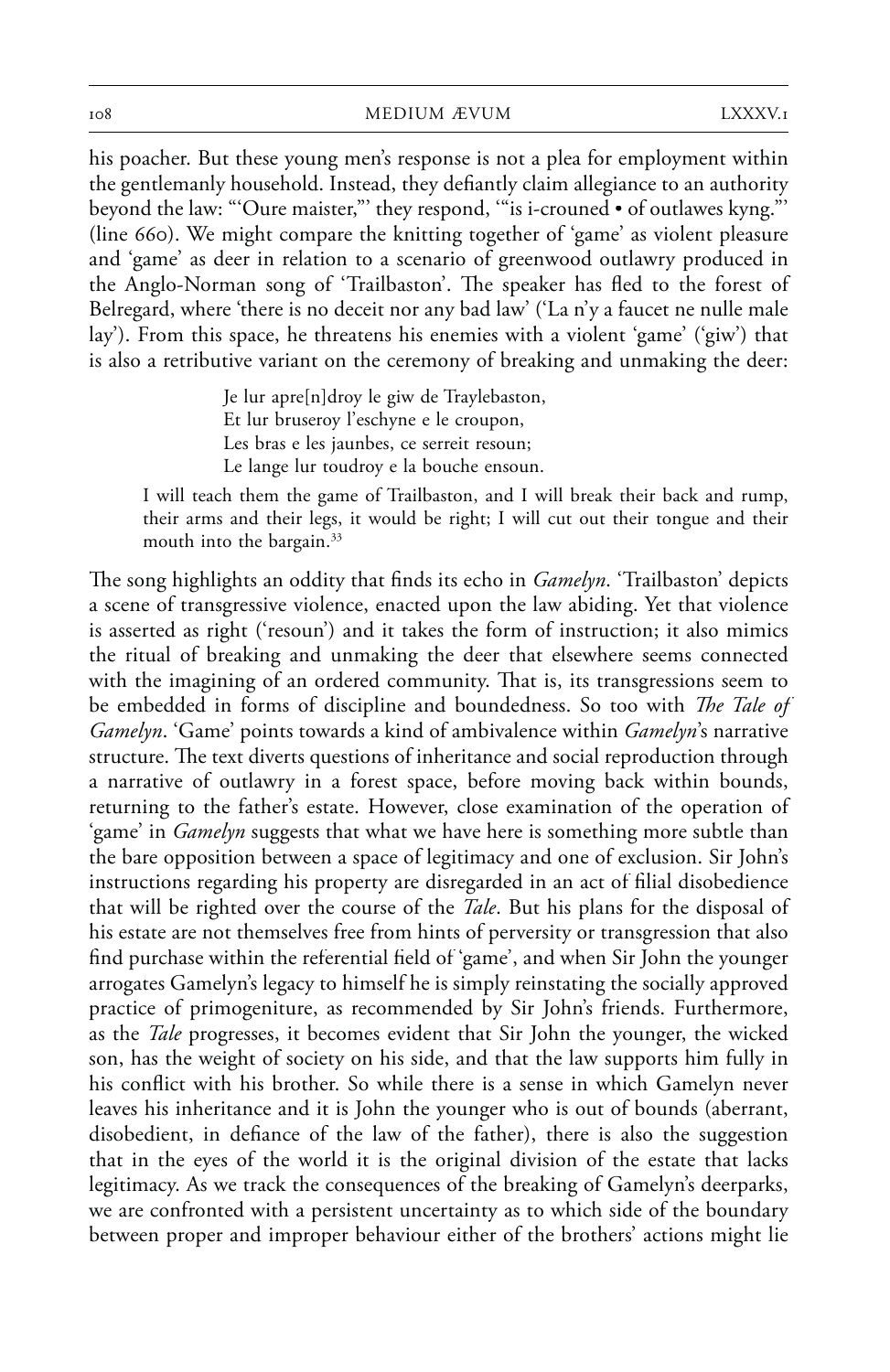his poacher. But these young men's response is not a plea for employment within the gentlemanly household. Instead, they defiantly claim allegiance to an authority beyond the law: "'Oure maister,"' they respond, '"is i-crouned • of outlawes kyng."' (line 660). We might compare the knitting together of 'game' as violent pleasure and 'game' as deer in relation to a scenario of greenwood outlawry produced in the Anglo-Norman song of 'Trailbaston'. The speaker has fled to the forest of Belregard, where 'there is no deceit nor any bad law' ('La n'y a faucet ne nulle male lay'). From this space, he threatens his enemies with a violent 'game' ('giw') that is also a retributive variant on the ceremony of breaking and unmaking the deer:

> Je lur apre[n]droy le giw de Traylebaston,
> Et lur bruseroy l'eschyne e le croupon,
> Les bras e les jaunbes, ce serreit resoun;
> Le lange lur toudroy e la bouche ensoun.

> I will teach them the game of Trailbaston, and I will break their back and rump, their arms and their legs, it would be right; I will cut out their tongue and their mouth into the bargain.[33]

The song highlights an oddity that finds its echo in *Gamelyn*. 'Trailbaston' depicts a scene of transgressive violence, enacted upon the law abiding. Yet that violence is asserted as right ('resoun') and it takes the form of instruction; it also mimics the ritual of breaking and unmaking the deer that elsewhere seems connected with the imagining of an ordered community. That is, its transgressions seem to be embedded in forms of discipline and boundedness. So too with *The Tale of Gamelyn*. 'Game' points towards a kind of ambivalence within *Gamelyn*'s narrative structure. The text diverts questions of inheritance and social reproduction through a narrative of outlawry in a forest space, before moving back within bounds, returning to the father's estate. However, close examination of the operation of 'game' in *Gamelyn* suggests that what we have here is something more subtle than the bare opposition between a space of legitimacy and one of exclusion. Sir John's instructions regarding his property are disregarded in an act of filial disobedience that will be righted over the course of the *Tale*. But his plans for the disposal of his estate are not themselves free from hints of perversity or transgression that also find purchase within the referential field of 'game', and when Sir John the younger arrogates Gamelyn's legacy to himself he is simply reinstating the socially approved practice of primogeniture, as recommended by Sir John's friends. Furthermore, as the *Tale* progresses, it becomes evident that Sir John the younger, the wicked son, has the weight of society on his side, and that the law supports him fully in his conflict with his brother. So while there is a sense in which Gamelyn never leaves his inheritance and it is John the younger who is out of bounds (aberrant, disobedient, in defiance of the law of the father), there is also the suggestion that in the eyes of the world it is the original division of the estate that lacks legitimacy. As we track the consequences of the breaking of Gamelyn's deerparks, we are confronted with a persistent uncertainty as to which side of the boundary between proper and improper behaviour either of the brothers' actions might lie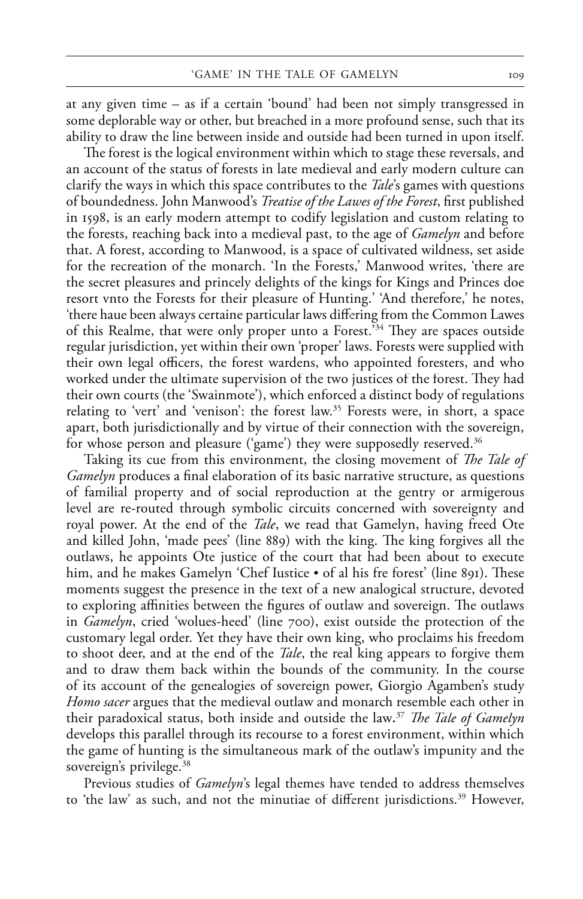at any given time – as if a certain 'bound' had been not simply transgressed in some deplorable way or other, but breached in a more profound sense, such that its ability to draw the line between inside and outside had been turned in upon itself.

The forest is the logical environment within which to stage these reversals, and an account of the status of forests in late medieval and early modern culture can clarify the ways in which this space contributes to the *Tale*'s games with questions of boundedness. John Manwood's *Treatise of the Lawes of the Forest*, first published in 1598, is an early modern attempt to codify legislation and custom relating to the forests, reaching back into a medieval past, to the age of *Gamelyn* and before that. A forest, according to Manwood, is a space of cultivated wildness, set aside for the recreation of the monarch. 'In the Forests,' Manwood writes, 'there are the secret pleasures and princely delights of the kings for Kings and Princes doe resort vnto the Forests for their pleasure of Hunting.' 'And therefore,' he notes, 'there haue been always certaine particular laws differing from the Common Lawes of this Realme, that were only proper unto a Forest.'[34] They are spaces outside regular jurisdiction, yet within their own 'proper' laws. Forests were supplied with their own legal officers, the forest wardens, who appointed foresters, and who worked under the ultimate supervision of the two justices of the forest. They had their own courts (the 'Swainmote'), which enforced a distinct body of regulations relating to 'vert' and 'venison': the forest law.[35] Forests were, in short, a space apart, both jurisdictionally and by virtue of their connection with the sovereign, for whose person and pleasure ('game') they were supposedly reserved.[36]

Taking its cue from this environment, the closing movement of *The Tale of Gamelyn* produces a final elaboration of its basic narrative structure, as questions of familial property and of social reproduction at the gentry or armigerous level are re-routed through symbolic circuits concerned with sovereignty and royal power. At the end of the *Tale*, we read that Gamelyn, having freed Ote and killed John, 'made pees' (line 889) with the king. The king forgives all the outlaws, he appoints Ote justice of the court that had been about to execute him, and he makes Gamelyn 'Chef Iustice • of al his fre forest' (line 891). These moments suggest the presence in the text of a new analogical structure, devoted to exploring affinities between the figures of outlaw and sovereign. The outlaws in *Gamelyn*, cried 'wolues-heed' (line 700), exist outside the protection of the customary legal order. Yet they have their own king, who proclaims his freedom to shoot deer, and at the end of the *Tale*, the real king appears to forgive them and to draw them back within the bounds of the community. In the course of its account of the genealogies of sovereign power, Giorgio Agamben's study *Homo sacer* argues that the medieval outlaw and monarch resemble each other in their paradoxical status, both inside and outside the law.[37] *The Tale of Gamelyn* develops this parallel through its recourse to a forest environment, within which the game of hunting is the simultaneous mark of the outlaw's impunity and the sovereign's privilege.[38]

Previous studies of *Gamelyn*'s legal themes have tended to address themselves to 'the law' as such, and not the minutiae of different jurisdictions.[39] However,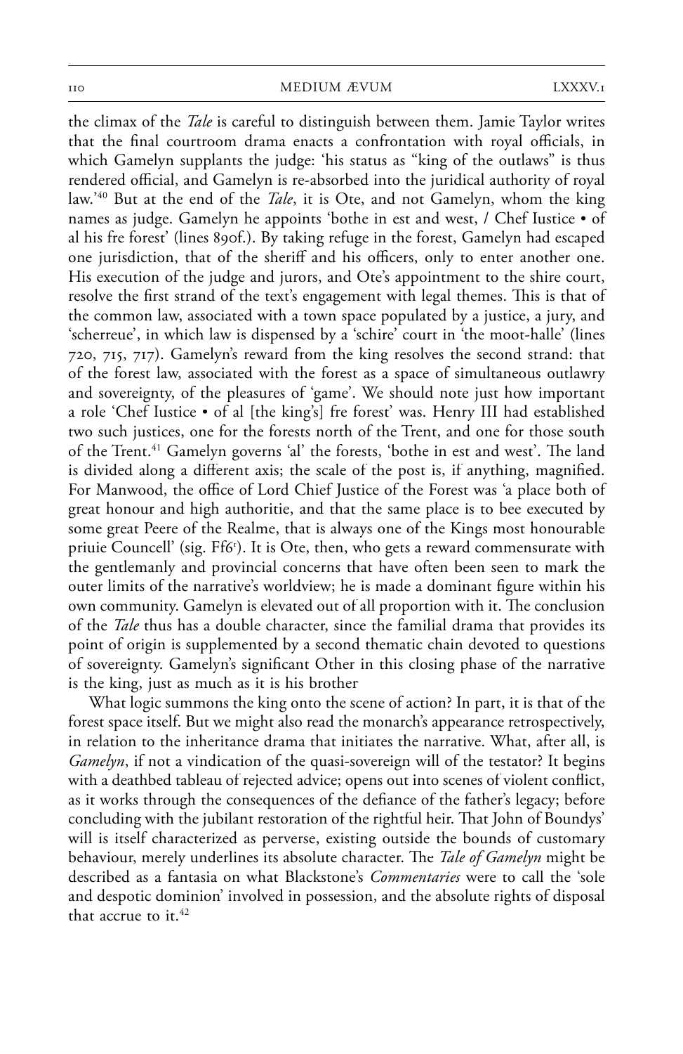the climax of the *Tale* is careful to distinguish between them. Jamie Taylor writes that the final courtroom drama enacts a confrontation with royal officials, in which Gamelyn supplants the judge: 'his status as "king of the outlaws" is thus rendered official, and Gamelyn is re-absorbed into the juridical authority of royal law.'[40] But at the end of the *Tale*, it is Ote, and not Gamelyn, whom the king names as judge. Gamelyn he appoints 'bothe in est and west, / Chef Iustice • of al his fre forest' (lines 890f.). By taking refuge in the forest, Gamelyn had escaped one jurisdiction, that of the sheriff and his officers, only to enter another one. His execution of the judge and jurors, and Ote's appointment to the shire court, resolve the first strand of the text's engagement with legal themes. This is that of the common law, associated with a town space populated by a justice, a jury, and 'scherreue', in which law is dispensed by a 'schire' court in 'the moot-halle' (lines 720, 715, 717). Gamelyn's reward from the king resolves the second strand: that of the forest law, associated with the forest as a space of simultaneous outlawry and sovereignty, of the pleasures of 'game'. We should note just how important a role 'Chef Iustice • of al [the king's] fre forest' was. Henry III had established two such justices, one for the forests north of the Trent, and one for those south of the Trent.[41] Gamelyn governs 'al' the forests, 'bothe in est and west'. The land is divided along a different axis; the scale of the post is, if anything, magnified. For Manwood, the office of Lord Chief Justice of the Forest was 'a place both of great honour and high authoritie, and that the same place is to bee executed by some great Peere of the Realme, that is always one of the Kings most honourable priuie Councell' (sig. Ff6r). It is Ote, then, who gets a reward commensurate with the gentlemanly and provincial concerns that have often been seen to mark the outer limits of the narrative's worldview; he is made a dominant figure within his own community. Gamelyn is elevated out of all proportion with it. The conclusion of the *Tale* thus has a double character, since the familial drama that provides its point of origin is supplemented by a second thematic chain devoted to questions of sovereignty. Gamelyn's significant Other in this closing phase of the narrative is the king, just as much as it is his brother

What logic summons the king onto the scene of action? In part, it is that of the forest space itself. But we might also read the monarch's appearance retrospectively, in relation to the inheritance drama that initiates the narrative. What, after all, is *Gamelyn*, if not a vindication of the quasi-sovereign will of the testator? It begins with a deathbed tableau of rejected advice; opens out into scenes of violent conflict, as it works through the consequences of the defiance of the father's legacy; before concluding with the jubilant restoration of the rightful heir. That John of Boundys' will is itself characterized as perverse, existing outside the bounds of customary behaviour, merely underlines its absolute character. The *Tale of Gamelyn* might be described as a fantasia on what Blackstone's *Commentaries* were to call the 'sole and despotic dominion' involved in possession, and the absolute rights of disposal that accrue to it.[42]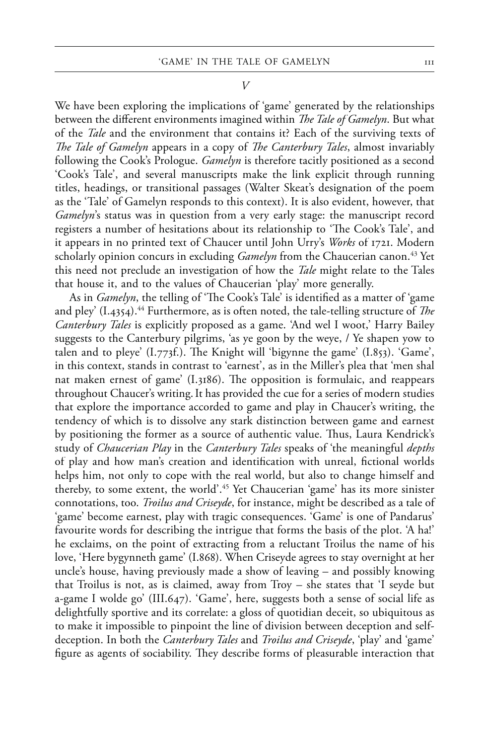*V*

We have been exploring the implications of 'game' generated by the relationships between the different environments imagined within *The Tale of Gamelyn*. But what of the *Tale* and the environment that contains it? Each of the surviving texts of *The Tale of Gamelyn* appears in a copy of *The Canterbury Tales*, almost invariably following the Cook's Prologue. *Gamelyn* is therefore tacitly positioned as a second 'Cook's Tale', and several manuscripts make the link explicit through running titles, headings, or transitional passages (Walter Skeat's designation of the poem as the 'Tale' of Gamelyn responds to this context). It is also evident, however, that *Gamelyn*'s status was in question from a very early stage: the manuscript record registers a number of hesitations about its relationship to 'The Cook's Tale', and it appears in no printed text of Chaucer until John Urry's *Works* of 1721. Modern scholarly opinion concurs in excluding *Gamelyn* from the Chaucerian canon.[43] Yet this need not preclude an investigation of how the *Tale* might relate to the Tales that house it, and to the values of Chaucerian 'play' more generally.

As in *Gamelyn*, the telling of 'The Cook's Tale' is identified as a matter of 'game and pley' (I.4354).[44] Furthermore, as is often noted, the tale-telling structure of *The Canterbury Tales* is explicitly proposed as a game. 'And wel I woot,' Harry Bailey suggests to the Canterbury pilgrims, 'as ye goon by the weye, / Ye shapen yow to talen and to pleye' (I.773f.). The Knight will 'bigynne the game' (I.853). 'Game', in this context, stands in contrast to 'earnest', as in the Miller's plea that 'men shal nat maken ernest of game' (I.3186). The opposition is formulaic, and reappears throughout Chaucer's writing. It has provided the cue for a series of modern studies that explore the importance accorded to game and play in Chaucer's writing, the tendency of which is to dissolve any stark distinction between game and earnest by positioning the former as a source of authentic value. Thus, Laura Kendrick's study of *Chaucerian Play* in the *Canterbury Tales* speaks of 'the meaningful *depths* of play and how man's creation and identification with unreal, fictional worlds helps him, not only to cope with the real world, but also to change himself and thereby, to some extent, the world'.[45] Yet Chaucerian 'game' has its more sinister connotations, too. *Troilus and Criseyde*, for instance, might be described as a tale of 'game' become earnest, play with tragic consequences. 'Game' is one of Pandarus' favourite words for describing the intrigue that forms the basis of the plot. 'A ha!' he exclaims, on the point of extracting from a reluctant Troilus the name of his love, 'Here bygynneth game' (I.868). When Criseyde agrees to stay overnight at her uncle's house, having previously made a show of leaving – and possibly knowing that Troilus is not, as is claimed, away from Troy – she states that 'I seyde but a-game I wolde go' (III.647). 'Game', here, suggests both a sense of social life as delightfully sportive and its correlate: a gloss of quotidian deceit, so ubiquitous as to make it impossible to pinpoint the line of division between deception and self-deception. In both the *Canterbury Tales* and *Troilus and Criseyde*, 'play' and 'game' figure as agents of sociability. They describe forms of pleasurable interaction that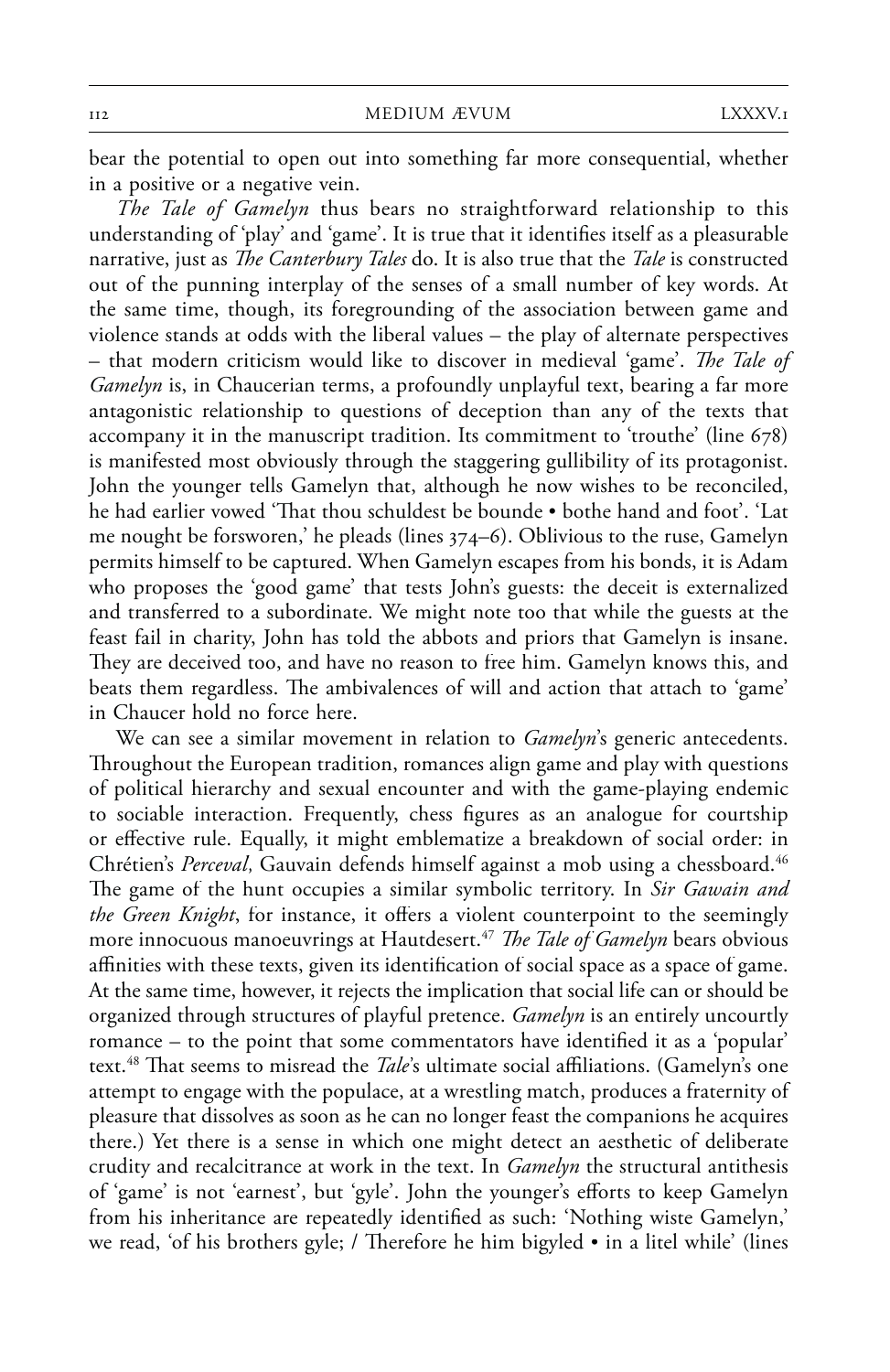bear the potential to open out into something far more consequential, whether in a positive or a negative vein.

*The Tale of Gamelyn* thus bears no straightforward relationship to this understanding of 'play' and 'game'. It is true that it identifies itself as a pleasurable narrative, just as *The Canterbury Tales* do. It is also true that the *Tale* is constructed out of the punning interplay of the senses of a small number of key words. At the same time, though, its foregrounding of the association between game and violence stands at odds with the liberal values – the play of alternate perspectives – that modern criticism would like to discover in medieval 'game'. *The Tale of Gamelyn* is, in Chaucerian terms, a profoundly unplayful text, bearing a far more antagonistic relationship to questions of deception than any of the texts that accompany it in the manuscript tradition. Its commitment to 'trouthe' (line 678) is manifested most obviously through the staggering gullibility of its protagonist. John the younger tells Gamelyn that, although he now wishes to be reconciled, he had earlier vowed 'That thou schuldest be bounde • bothe hand and foot'. 'Lat me nought be forsworen,' he pleads (lines 374–6). Oblivious to the ruse, Gamelyn permits himself to be captured. When Gamelyn escapes from his bonds, it is Adam who proposes the 'good game' that tests John's guests: the deceit is externalized and transferred to a subordinate. We might note too that while the guests at the feast fail in charity, John has told the abbots and priors that Gamelyn is insane. They are deceived too, and have no reason to free him. Gamelyn knows this, and beats them regardless. The ambivalences of will and action that attach to 'game' in Chaucer hold no force here.

We can see a similar movement in relation to *Gamelyn*'s generic antecedents. Throughout the European tradition, romances align game and play with questions of political hierarchy and sexual encounter and with the game-playing endemic to sociable interaction. Frequently, chess figures as an analogue for courtship or effective rule. Equally, it might emblematize a breakdown of social order: in Chrétien's *Perceval*, Gauvain defends himself against a mob using a chessboard.[46] The game of the hunt occupies a similar symbolic territory. In *Sir Gawain and the Green Knight*, for instance, it offers a violent counterpoint to the seemingly more innocuous manoeuvrings at Hautdesert.[47] *The Tale of Gamelyn* bears obvious affinities with these texts, given its identification of social space as a space of game. At the same time, however, it rejects the implication that social life can or should be organized through structures of playful pretence. *Gamelyn* is an entirely uncourtly romance – to the point that some commentators have identified it as a 'popular' text.[48] That seems to misread the *Tale*'s ultimate social affiliations. (Gamelyn's one attempt to engage with the populace, at a wrestling match, produces a fraternity of pleasure that dissolves as soon as he can no longer feast the companions he acquires there.) Yet there is a sense in which one might detect an aesthetic of deliberate crudity and recalcitrance at work in the text. In *Gamelyn* the structural antithesis of 'game' is not 'earnest', but 'gyle'. John the younger's efforts to keep Gamelyn from his inheritance are repeatedly identified as such: 'Nothing wiste Gamelyn,' we read, 'of his brothers gyle; / Therefore he him bigyled • in a litel while' (lines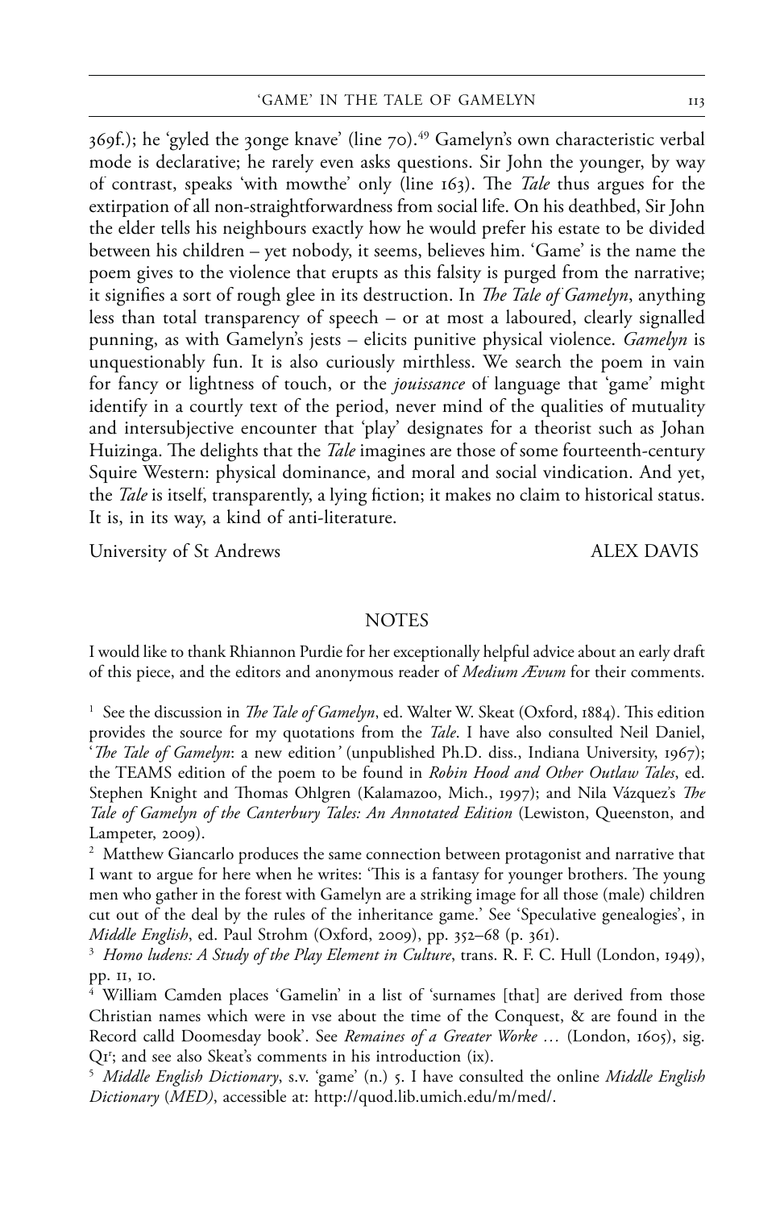369f.); he 'gyled the ȝonge knave' (line 70).[49] Gamelyn's own characteristic verbal mode is declarative; he rarely even asks questions. Sir John the younger, by way of contrast, speaks 'with mowthe' only (line 163). The *Tale* thus argues for the extirpation of all non-straightforwardness from social life. On his deathbed, Sir John the elder tells his neighbours exactly how he would prefer his estate to be divided between his children – yet nobody, it seems, believes him. 'Game' is the name the poem gives to the violence that erupts as this falsity is purged from the narrative; it signifies a sort of rough glee in its destruction. In *The Tale of Gamelyn*, anything less than total transparency of speech – or at most a laboured, clearly signalled punning, as with Gamelyn's jests – elicits punitive physical violence. *Gamelyn* is unquestionably fun. It is also curiously mirthless. We search the poem in vain for fancy or lightness of touch, or the *jouissance* of language that 'game' might identify in a courtly text of the period, never mind of the qualities of mutuality and intersubjective encounter that 'play' designates for a theorist such as Johan Huizinga. The delights that the *Tale* imagines are those of some fourteenth-century Squire Western: physical dominance, and moral and social vindication. And yet, the *Tale* is itself, transparently, a lying fiction; it makes no claim to historical status. It is, in its way, a kind of anti-literature.

University of St Andrews — ALEX DAVIS

## NOTES

I would like to thank Rhiannon Purdie for her exceptionally helpful advice about an early draft of this piece, and the editors and anonymous reader of *Medium Ævum* for their comments.

[1] See the discussion in *The Tale of Gamelyn*, ed. Walter W. Skeat (Oxford, 1884). This edition provides the source for my quotations from the *Tale*. I have also consulted Neil Daniel, '*The Tale of Gamelyn*: a new edition' (unpublished Ph.D. diss., Indiana University, 1967); the TEAMS edition of the poem to be found in *Robin Hood and Other Outlaw Tales*, ed. Stephen Knight and Thomas Ohlgren (Kalamazoo, Mich., 1997); and Nila Vázquez's *The Tale of Gamelyn of the Canterbury Tales: An Annotated Edition* (Lewiston, Queenston, and Lampeter, 2009).

[2] Matthew Giancarlo produces the same connection between protagonist and narrative that I want to argue for here when he writes: 'This is a fantasy for younger brothers. The young men who gather in the forest with Gamelyn are a striking image for all those (male) children cut out of the deal by the rules of the inheritance game.' See 'Speculative genealogies', in *Middle English*, ed. Paul Strohm (Oxford, 2009), pp. 352–68 (p. 361).

[3] *Homo ludens: A Study of the Play Element in Culture*, trans. R. F. C. Hull (London, 1949), pp. 11, 10.

[4] William Camden places 'Gamelin' in a list of 'surnames [that] are derived from those Christian names which were in vse about the time of the Conquest, & are found in the Record calld Doomesday book'. See *Remaines of a Greater Worke …* (London, 1605), sig. Q1r; and see also Skeat's comments in his introduction (ix).

[5] *Middle English Dictionary*, s.v. 'game' (n.) 5. I have consulted the online *Middle English Dictionary* (*MED)*, accessible at: http://quod.lib.umich.edu/m/med/.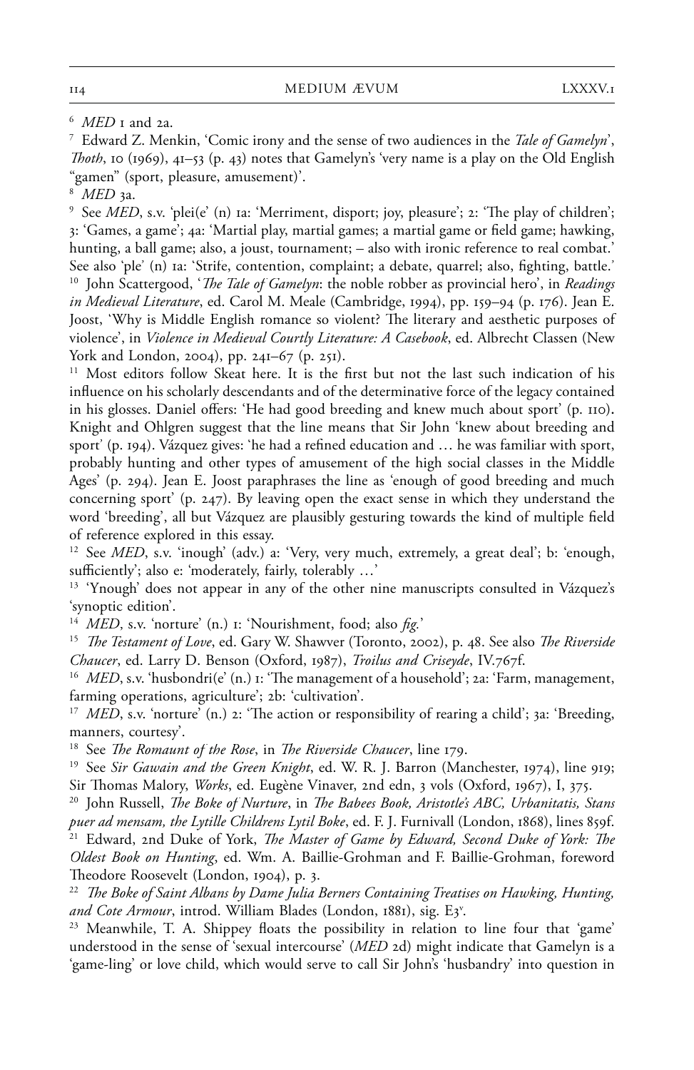[6] *MED* 1 and 2a.

[7] Edward Z. Menkin, 'Comic irony and the sense of two audiences in the *Tale of Gamelyn*', *Thoth*, 10 (1969), 41–53 (p. 43) notes that Gamelyn's 'very name is a play on the Old English "gamen" (sport, pleasure, amusement)'.

[8] *MED* 3a.

[9] See *MED*, s.v. 'plei(e' (n) 1a: 'Merriment, disport; joy, pleasure'; 2: 'The play of children'; 3: 'Games, a game'; 4a: 'Martial play, martial games; a martial game or field game; hawking, hunting, a ball game; also, a joust, tournament; – also with ironic reference to real combat.' See also 'ple' (n) 1a: 'Strife, contention, complaint; a debate, quarrel; also, fighting, battle.'

[10] John Scattergood, '*The Tale of Gamelyn*: the noble robber as provincial hero', in *Readings in Medieval Literature*, ed. Carol M. Meale (Cambridge, 1994), pp. 159–94 (p. 176). Jean E. Joost, 'Why is Middle English romance so violent? The literary and aesthetic purposes of violence', in *Violence in Medieval Courtly Literature: A Casebook*, ed. Albrecht Classen (New York and London, 2004), pp. 241–67 (p. 251).

[11] Most editors follow Skeat here. It is the first but not the last such indication of his influence on his scholarly descendants and of the determinative force of the legacy contained in his glosses. Daniel offers: 'He had good breeding and knew much about sport' (p. 110). Knight and Ohlgren suggest that the line means that Sir John 'knew about breeding and sport' (p. 194). Vázquez gives: 'he had a refined education and … he was familiar with sport, probably hunting and other types of amusement of the high social classes in the Middle Ages' (p. 294). Jean E. Joost paraphrases the line as 'enough of good breeding and much concerning sport' (p. 247). By leaving open the exact sense in which they understand the word 'breeding', all but Vázquez are plausibly gesturing towards the kind of multiple field of reference explored in this essay.

[12] See *MED*, s.v. 'inough' (adv.) a: 'Very, very much, extremely, a great deal'; b: 'enough, sufficiently'; also e: 'moderately, fairly, tolerably …'

[13] 'Ynough' does not appear in any of the other nine manuscripts consulted in Vázquez's 'synoptic edition'.

[14] *MED*, s.v. 'norture' (n.) 1: 'Nourishment, food; also *fig.*'

[15] *The Testament of Love*, ed. Gary W. Shawver (Toronto, 2002), p. 48. See also *The Riverside Chaucer*, ed. Larry D. Benson (Oxford, 1987), *Troilus and Criseyde*, IV.767f.

[16] *MED*, s.v. 'husbondri(e' (n.) 1: 'The management of a household'; 2a: 'Farm, management, farming operations, agriculture'; 2b: 'cultivation'.

[17] *MED*, s.v. 'norture' (n.) 2: 'The action or responsibility of rearing a child'; 3a: 'Breeding, manners, courtesy'.

[18] See *The Romaunt of the Rose*, in *The Riverside Chaucer*, line 179.

[19] See *Sir Gawain and the Green Knight*, ed. W. R. J. Barron (Manchester, 1974), line 919; Sir Thomas Malory, *Works*, ed. Eugène Vinaver, 2nd edn, 3 vols (Oxford, 1967), I, 375.

[20] John Russell, *The Boke of Nurture*, in *The Babees Book, Aristotle's ABC, Urbanitatis, Stans puer ad mensam, the Lytille Childrens Lytil Boke*, ed. F. J. Furnivall (London, 1868), lines 859f.

[21] Edward, 2nd Duke of York, *The Master of Game by Edward, Second Duke of York: The Oldest Book on Hunting*, ed. Wm. A. Baillie-Grohman and F. Baillie-Grohman, foreword Theodore Roosevelt (London, 1904), p. 3.

[22] *The Boke of Saint Albans by Dame Julia Berners Containing Treatises on Hawking, Hunting, and Cote Armour*, introd. William Blades (London, 1881), sig. E3v.

[23] Meanwhile, T. A. Shippey floats the possibility in relation to line four that 'game' understood in the sense of 'sexual intercourse' (*MED* 2d) might indicate that Gamelyn is a 'game-ling' or love child, which would serve to call Sir John's 'husbandry' into question in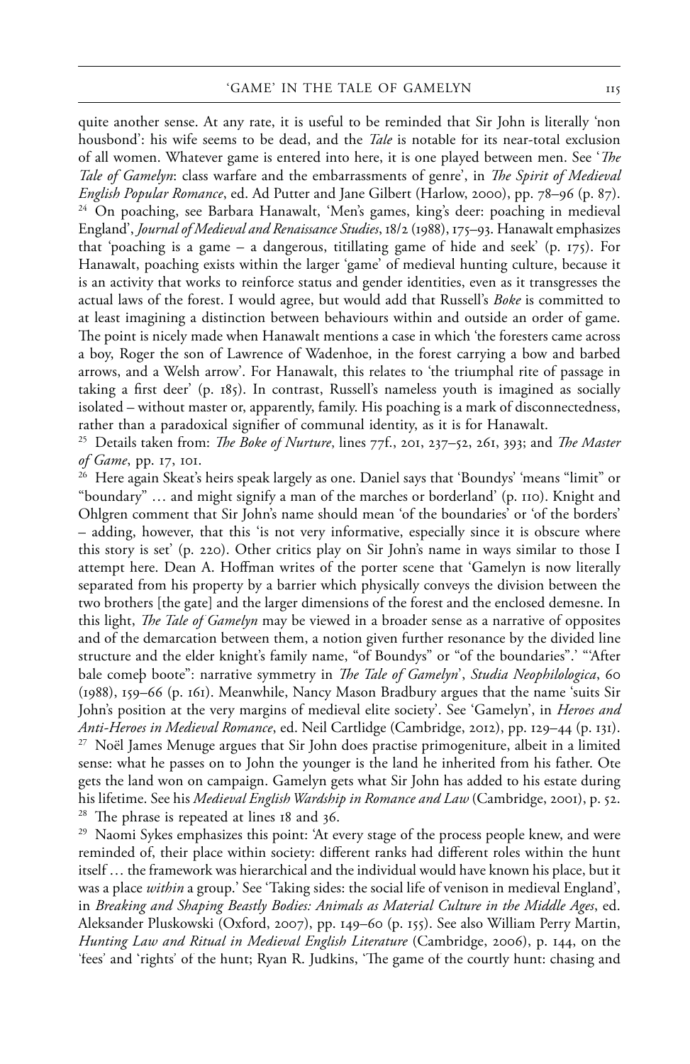quite another sense. At any rate, it is useful to be reminded that Sir John is literally 'non housbond': his wife seems to be dead, and the *Tale* is notable for its near-total exclusion of all women. Whatever game is entered into here, it is one played between men. See '*The Tale of Gamelyn*: class warfare and the embarrassments of genre', in *The Spirit of Medieval English Popular Romance*, ed. Ad Putter and Jane Gilbert (Harlow, 2000), pp. 78–96 (p. 87).

[24] On poaching, see Barbara Hanawalt, 'Men's games, king's deer: poaching in medieval England', *Journal of Medieval and Renaissance Studies*, 18/2 (1988), 175–93. Hanawalt emphasizes that 'poaching is a game – a dangerous, titillating game of hide and seek' (p. 175). For Hanawalt, poaching exists within the larger 'game' of medieval hunting culture, because it is an activity that works to reinforce status and gender identities, even as it transgresses the actual laws of the forest. I would agree, but would add that Russell's *Boke* is committed to at least imagining a distinction between behaviours within and outside an order of game. The point is nicely made when Hanawalt mentions a case in which 'the foresters came across a boy, Roger the son of Lawrence of Wadenhoe, in the forest carrying a bow and barbed arrows, and a Welsh arrow'. For Hanawalt, this relates to 'the triumphal rite of passage in taking a first deer' (p. 185). In contrast, Russell's nameless youth is imagined as socially isolated – without master or, apparently, family. His poaching is a mark of disconnectedness, rather than a paradoxical signifier of communal identity, as it is for Hanawalt.

[25] Details taken from: *The Boke of Nurture*, lines 77f., 201, 237–52, 261, 393; and *The Master of Game*, pp. 17, 101.

[26] Here again Skeat's heirs speak largely as one. Daniel says that 'Boundys' 'means "limit" or "boundary" … and might signify a man of the marches or borderland' (p. 110). Knight and Ohlgren comment that Sir John's name should mean 'of the boundaries' or 'of the borders' – adding, however, that this 'is not very informative, especially since it is obscure where this story is set' (p. 220). Other critics play on Sir John's name in ways similar to those I attempt here. Dean A. Hoffman writes of the porter scene that 'Gamelyn is now literally separated from his property by a barrier which physically conveys the division between the two brothers [the gate] and the larger dimensions of the forest and the enclosed demesne. In this light, *The Tale of Gamelyn* may be viewed in a broader sense as a narrative of opposites and of the demarcation between them, a notion given further resonance by the divided line structure and the elder knight's family name, "of Boundys" or "of the boundaries".' '"After bale comeþ boote": narrative symmetry in *The Tale of Gamelyn*', *Studia Neophilologica*, 60 (1988), 159–66 (p. 161). Meanwhile, Nancy Mason Bradbury argues that the name 'suits Sir John's position at the very margins of medieval elite society'. See 'Gamelyn', in *Heroes and Anti-Heroes in Medieval Romance*, ed. Neil Cartlidge (Cambridge, 2012), pp. 129–44 (p. 131).

[27] Noël James Menuge argues that Sir John does practise primogeniture, albeit in a limited sense: what he passes on to John the younger is the land he inherited from his father. Ote gets the land won on campaign. Gamelyn gets what Sir John has added to his estate during his lifetime. See his *Medieval English Wardship in Romance and Law* (Cambridge, 2001), p. 52.

[28] The phrase is repeated at lines 18 and 36.

[29] Naomi Sykes emphasizes this point: 'At every stage of the process people knew, and were reminded of, their place within society: different ranks had different roles within the hunt itself … the framework was hierarchical and the individual would have known his place, but it was a place *within* a group.' See 'Taking sides: the social life of venison in medieval England', in *Breaking and Shaping Beastly Bodies: Animals as Material Culture in the Middle Ages*, ed. Aleksander Pluskowski (Oxford, 2007), pp. 149–60 (p. 155). See also William Perry Martin, *Hunting Law and Ritual in Medieval English Literature* (Cambridge, 2006), p. 144, on the 'fees' and 'rights' of the hunt; Ryan R. Judkins, 'The game of the courtly hunt: chasing and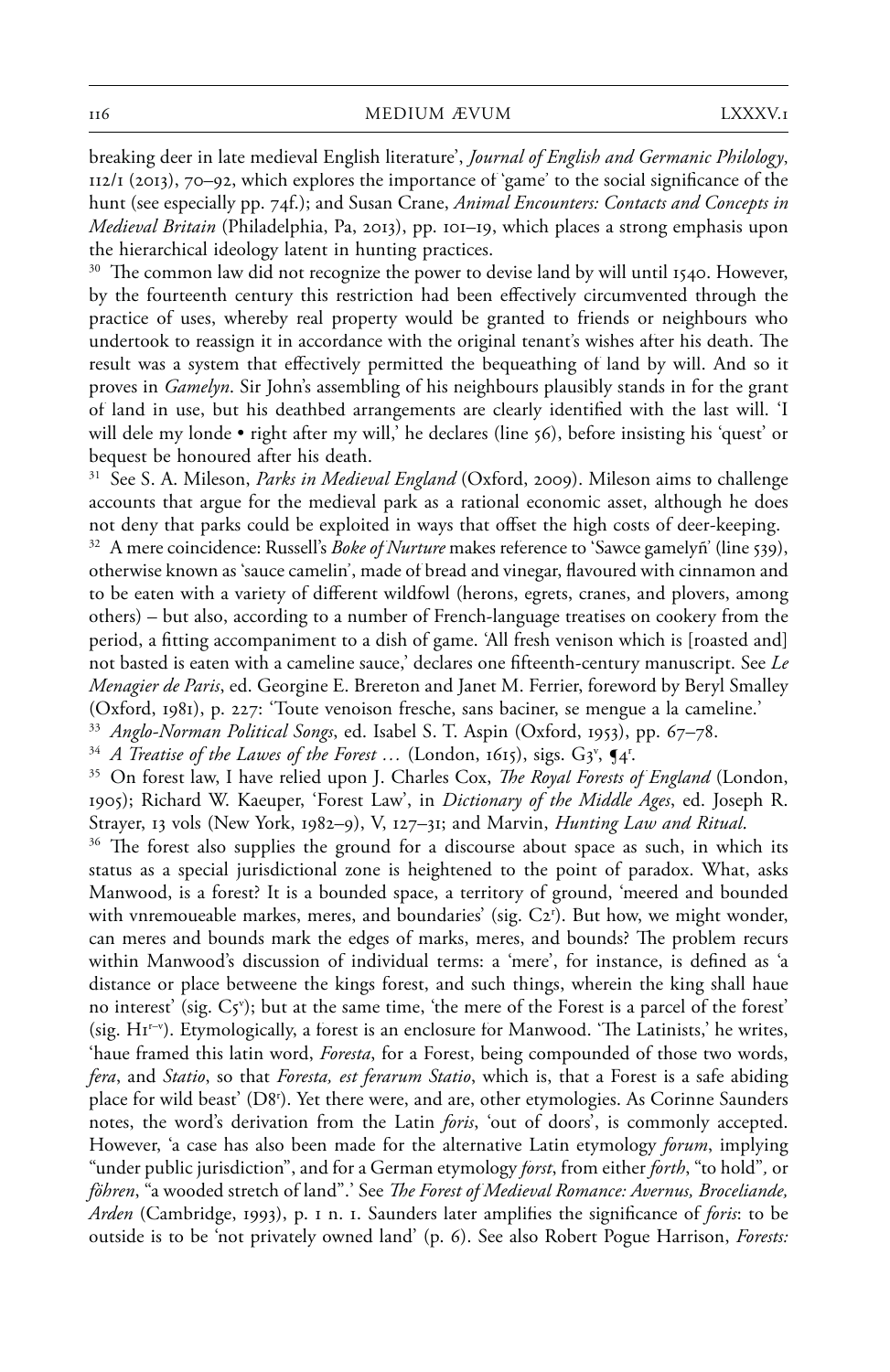breaking deer in late medieval English literature', *Journal of English and Germanic Philology*, 112/1 (2013), 70–92, which explores the importance of 'game' to the social significance of the hunt (see especially pp. 74f.); and Susan Crane, *Animal Encounters: Contacts and Concepts in Medieval Britain* (Philadelphia, Pa, 2013), pp. 101–19, which places a strong emphasis upon the hierarchical ideology latent in hunting practices.

[30] The common law did not recognize the power to devise land by will until 1540. However, by the fourteenth century this restriction had been effectively circumvented through the practice of uses, whereby real property would be granted to friends or neighbours who undertook to reassign it in accordance with the original tenant's wishes after his death. The result was a system that effectively permitted the bequeathing of land by will. And so it proves in *Gamelyn*. Sir John's assembling of his neighbours plausibly stands in for the grant of land in use, but his deathbed arrangements are clearly identified with the last will. 'I will dele my londe • right after my will,' he declares (line 56), before insisting his 'quest' or bequest be honoured after his death.

[31] See S. A. Mileson, *Parks in Medieval England* (Oxford, 2009). Mileson aims to challenge accounts that argue for the medieval park as a rational economic asset, although he does not deny that parks could be exploited in ways that offset the high costs of deer-keeping.

[32] A mere coincidence: Russell's *Boke of Nurture* makes reference to 'Sawce gamelyñ' (line 539), otherwise known as 'sauce camelin', made of bread and vinegar, flavoured with cinnamon and to be eaten with a variety of different wildfowl (herons, egrets, cranes, and plovers, among others) – but also, according to a number of French-language treatises on cookery from the period, a fitting accompaniment to a dish of game. 'All fresh venison which is [roasted and] not basted is eaten with a cameline sauce,' declares one fifteenth-century manuscript. See *Le Menagier de Paris*, ed. Georgine E. Brereton and Janet M. Ferrier, foreword by Beryl Smalley (Oxford, 1981), p. 227: 'Toute venoison fresche, sans baciner, se mengue a la cameline.'

[33] *Anglo-Norman Political Songs*, ed. Isabel S. T. Aspin (Oxford, 1953), pp. 67–78.

[34] *A Treatise of the Lawes of the Forest …* (London, 1615), sigs. G3[v], ¶4[r].

[35] On forest law, I have relied upon J. Charles Cox, *The Royal Forests of England* (London, 1905); Richard W. Kaeuper, 'Forest Law', in *Dictionary of the Middle Ages*, ed. Joseph R. Strayer, 13 vols (New York, 1982–9), V, 127–31; and Marvin, *Hunting Law and Ritual*.

[36] The forest also supplies the ground for a discourse about space as such, in which its status as a special jurisdictional zone is heightened to the point of paradox. What, asks Manwood, is a forest? It is a bounded space, a territory of ground, 'meered and bounded with vnremoueable markes, meres, and boundaries' (sig. C2[r]). But how, we might wonder, can meres and bounds mark the edges of marks, meres, and bounds? The problem recurs within Manwood's discussion of individual terms: a 'mere', for instance, is defined as 'a distance or place betweene the kings forest, and such things, wherein the king shall haue no interest' (sig. C5[v]); but at the same time, 'the mere of the Forest is a parcel of the forest' (sig. H1[r–v]). Etymologically, a forest is an enclosure for Manwood. 'The Latinists,' he writes, 'haue framed this latin word, *Foresta*, for a Forest, being compounded of those two words, *fera*, and *Statio*, so that *Foresta, est ferarum Statio*, which is, that a Forest is a safe abiding place for wild beast' (D8[r]). Yet there were, and are, other etymologies. As Corinne Saunders notes, the word's derivation from the Latin *foris*, 'out of doors', is commonly accepted. However, 'a case has also been made for the alternative Latin etymology *forum*, implying "under public jurisdiction", and for a German etymology *forst*, from either *forth*, "to hold", or *föhren*, "a wooded stretch of land".' See *The Forest of Medieval Romance: Avernus, Broceliande, Arden* (Cambridge, 1993), p. 1 n. 1. Saunders later amplifies the significance of *foris*: to be outside is to be 'not privately owned land' (p. 6). See also Robert Pogue Harrison, *Forests:*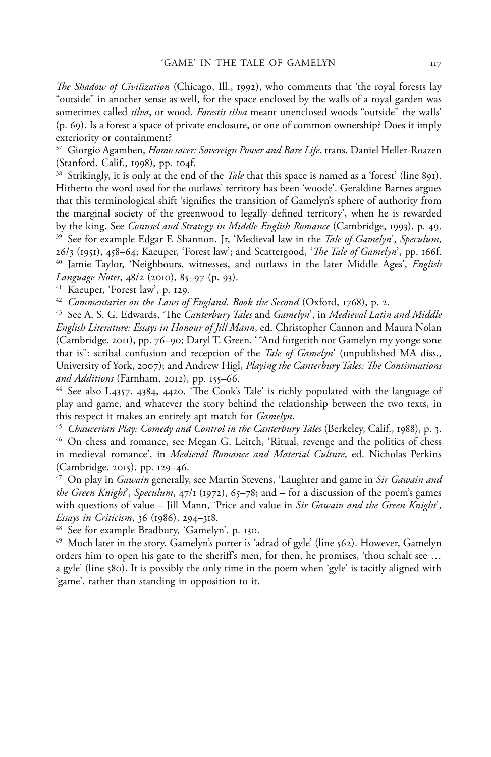*The Shadow of Civilization* (Chicago, Ill., 1992), who comments that 'the royal forests lay "outside" in another sense as well, for the space enclosed by the walls of a royal garden was sometimes called *silva*, or wood. *Forestis silva* meant unenclosed woods "outside" the walls' (p. 69). Is a forest a space of private enclosure, or one of common ownership? Does it imply exteriority or containment?

[37] Giorgio Agamben, *Homo sacer: Sovereign Power and Bare Life*, trans. Daniel Heller-Roazen (Stanford, Calif., 1998), pp. 104f.

[38] Strikingly, it is only at the end of the *Tale* that this space is named as a 'forest' (line 891). Hitherto the word used for the outlaws' territory has been 'woode'. Geraldine Barnes argues that this terminological shift 'signifies the transition of Gamelyn's sphere of authority from the marginal society of the greenwood to legally defined territory', when he is rewarded by the king. See *Counsel and Strategy in Middle English Romance* (Cambridge, 1993), p. 49.

[39] See for example Edgar F. Shannon, Jr, 'Medieval law in the *Tale of Gamelyn*', *Speculum*, 26/3 (1951), 458–64; Kaeuper, 'Forest law'; and Scattergood, '*The Tale of Gamelyn*', pp. 166f.

[40] Jamie Taylor, 'Neighbours, witnesses, and outlaws in the later Middle Ages', *English Language Notes*, 48/2 (2010), 85–97 (p. 93).

[41] Kaeuper, 'Forest law', p. 129.

[42] *Commentaries on the Laws of England. Book the Second* (Oxford, 1768), p. 2.

[43] See A. S. G. Edwards, '*The Canterbury Tales* and *Gamelyn*', in *Medieval Latin and Middle English Literature: Essays in Honour of Jill Mann*, ed. Christopher Cannon and Maura Nolan (Cambridge, 2011), pp. 76–90; Daryl T. Green, '"And forgetith not Gamelyn my yonge sone that is": scribal confusion and reception of the *Tale of Gamelyn*' (unpublished MA diss., University of York, 2007); and Andrew Higl, *Playing the Canterbury Tales: The Continuations and Additions* (Farnham, 2012), pp. 155–66.

[44] See also I.4357, 4384, 4420. 'The Cook's Tale' is richly populated with the language of play and game, and whatever the story behind the relationship between the two texts, in this respect it makes an entirely apt match for *Gamelyn*.

[45] *Chaucerian Play: Comedy and Control in the Canterbury Tales* (Berkeley, Calif., 1988), p. 3.

[46] On chess and romance, see Megan G. Leitch, 'Ritual, revenge and the politics of chess in medieval romance', in *Medieval Romance and Material Culture*, ed. Nicholas Perkins (Cambridge, 2015), pp. 129–46.

[47] On play in *Gawain* generally, see Martin Stevens, 'Laughter and game in *Sir Gawain and the Green Knight*', *Speculum*, 47/1 (1972), 65–78; and – for a discussion of the poem's games with questions of value – Jill Mann, 'Price and value in *Sir Gawain and the Green Knight*', *Essays in Criticism*, 36 (1986), 294–318.

[48] See for example Bradbury, 'Gamelyn', p. 130.

[49] Much later in the story, Gamelyn's porter is 'adrad of gyle' (line 562). However, Gamelyn orders him to open his gate to the sheriff's men, for then, he promises, 'thou schalt see … a gyle' (line 580). It is possibly the only time in the poem when 'gyle' is tacitly aligned with 'game', rather than standing in opposition to it.